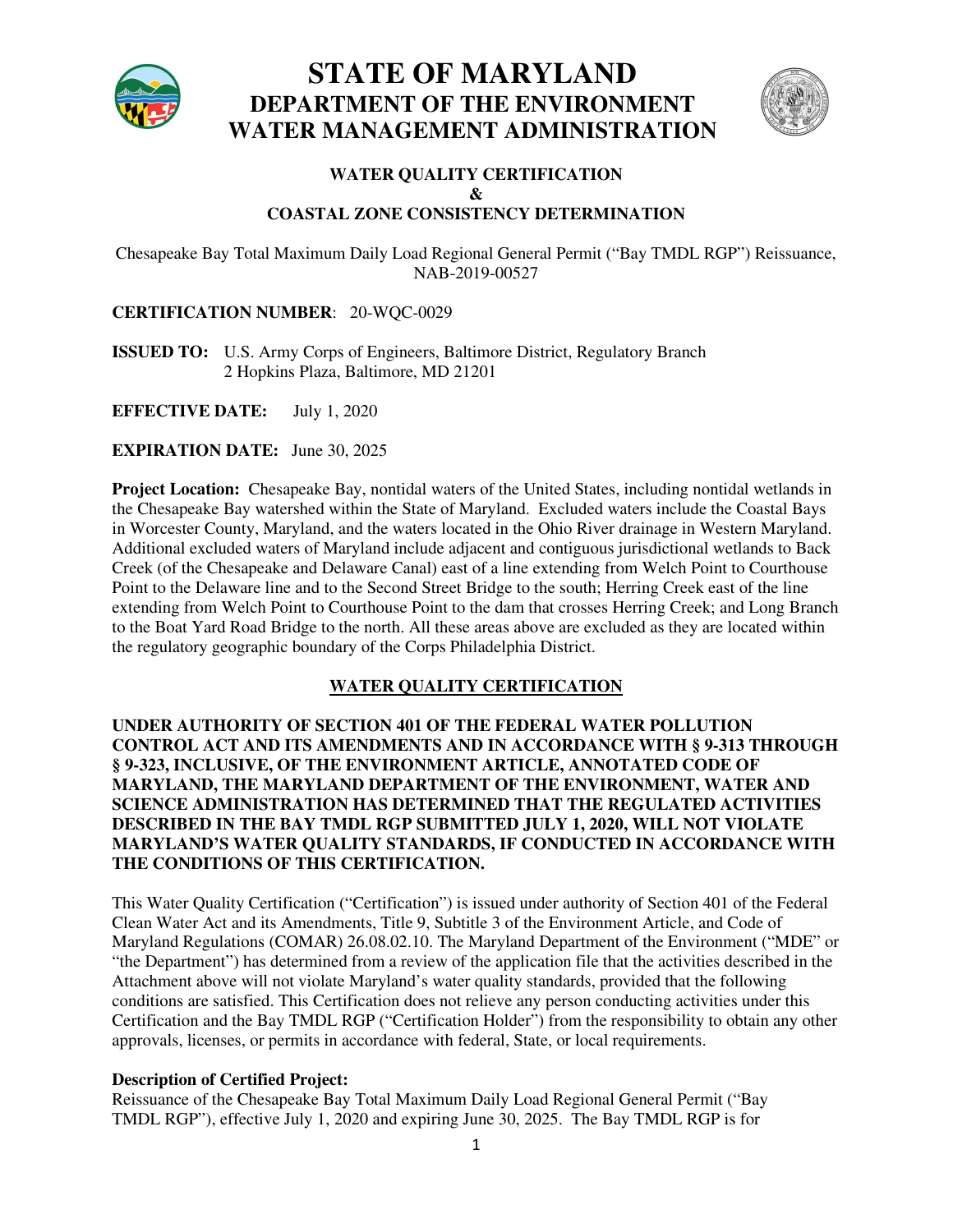# STATE OF MARYLAND
## DEPARTMENT OF THE ENVIRONMENT
## WATER MANAGEMENT ADMINISTRATION

**WATER QUALITY CERTIFICATION**
**&**
**COASTAL ZONE CONSISTENCY DETERMINATION**

Chesapeake Bay Total Maximum Daily Load Regional General Permit ("Bay TMDL RGP") Reissuance, NAB-2019-00527

**CERTIFICATION NUMBER**: 20-WQC-0029

**ISSUED TO:** U.S. Army Corps of Engineers, Baltimore District, Regulatory Branch
2 Hopkins Plaza, Baltimore, MD 21201

**EFFECTIVE DATE:** July 1, 2020

**EXPIRATION DATE:** June 30, 2025

**Project Location:** Chesapeake Bay, nontidal waters of the United States, including nontidal wetlands in the Chesapeake Bay watershed within the State of Maryland. Excluded waters include the Coastal Bays in Worcester County, Maryland, and the waters located in the Ohio River drainage in Western Maryland. Additional excluded waters of Maryland include adjacent and contiguous jurisdictional wetlands to Back Creek (of the Chesapeake and Delaware Canal) east of a line extending from Welch Point to Courthouse Point to the Delaware line and to the Second Street Bridge to the south; Herring Creek east of the line extending from Welch Point to Courthouse Point to the dam that crosses Herring Creek; and Long Branch to the Boat Yard Road Bridge to the north. All these areas above are excluded as they are located within the regulatory geographic boundary of the Corps Philadelphia District.

## WATER QUALITY CERTIFICATION

**UNDER AUTHORITY OF SECTION 401 OF THE FEDERAL WATER POLLUTION CONTROL ACT AND ITS AMENDMENTS AND IN ACCORDANCE WITH § 9-313 THROUGH § 9-323, INCLUSIVE, OF THE ENVIRONMENT ARTICLE, ANNOTATED CODE OF MARYLAND, THE MARYLAND DEPARTMENT OF THE ENVIRONMENT, WATER AND SCIENCE ADMINISTRATION HAS DETERMINED THAT THE REGULATED ACTIVITIES DESCRIBED IN THE BAY TMDL RGP SUBMITTED JULY 1, 2020, WILL NOT VIOLATE MARYLAND'S WATER QUALITY STANDARDS, IF CONDUCTED IN ACCORDANCE WITH THE CONDITIONS OF THIS CERTIFICATION.**

This Water Quality Certification ("Certification") is issued under authority of Section 401 of the Federal Clean Water Act and its Amendments, Title 9, Subtitle 3 of the Environment Article, and Code of Maryland Regulations (COMAR) 26.08.02.10. The Maryland Department of the Environment ("MDE" or "the Department") has determined from a review of the application file that the activities described in the Attachment above will not violate Maryland's water quality standards, provided that the following conditions are satisfied. This Certification does not relieve any person conducting activities under this Certification and the Bay TMDL RGP ("Certification Holder") from the responsibility to obtain any other approvals, licenses, or permits in accordance with federal, State, or local requirements.

**Description of Certified Project:**
Reissuance of the Chesapeake Bay Total Maximum Daily Load Regional General Permit ("Bay TMDL RGP"), effective July 1, 2020 and expiring June 30, 2025. The Bay TMDL RGP is for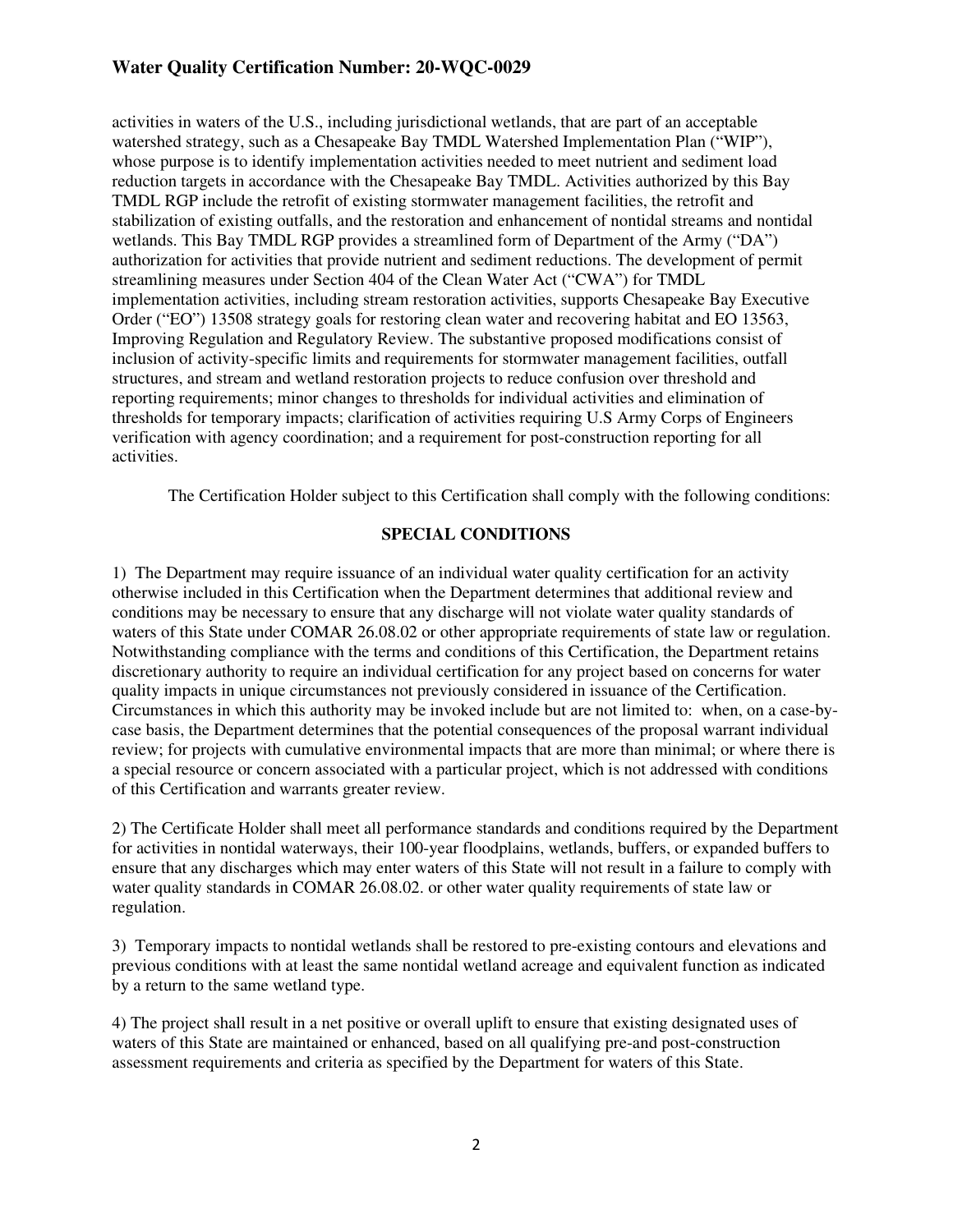activities in waters of the U.S., including jurisdictional wetlands, that are part of an acceptable watershed strategy, such as a Chesapeake Bay TMDL Watershed Implementation Plan ("WIP"), whose purpose is to identify implementation activities needed to meet nutrient and sediment load reduction targets in accordance with the Chesapeake Bay TMDL. Activities authorized by this Bay TMDL RGP include the retrofit of existing stormwater management facilities, the retrofit and stabilization of existing outfalls, and the restoration and enhancement of nontidal streams and nontidal wetlands. This Bay TMDL RGP provides a streamlined form of Department of the Army ("DA") authorization for activities that provide nutrient and sediment reductions. The development of permit streamlining measures under Section 404 of the Clean Water Act ("CWA") for TMDL implementation activities, including stream restoration activities, supports Chesapeake Bay Executive Order ("EO") 13508 strategy goals for restoring clean water and recovering habitat and EO 13563, Improving Regulation and Regulatory Review. The substantive proposed modifications consist of inclusion of activity-specific limits and requirements for stormwater management facilities, outfall structures, and stream and wetland restoration projects to reduce confusion over threshold and reporting requirements; minor changes to thresholds for individual activities and elimination of thresholds for temporary impacts; clarification of activities requiring U.S Army Corps of Engineers verification with agency coordination; and a requirement for post-construction reporting for all activities.

The Certification Holder subject to this Certification shall comply with the following conditions:

## SPECIAL CONDITIONS

1) The Department may require issuance of an individual water quality certification for an activity otherwise included in this Certification when the Department determines that additional review and conditions may be necessary to ensure that any discharge will not violate water quality standards of waters of this State under COMAR 26.08.02 or other appropriate requirements of state law or regulation. Notwithstanding compliance with the terms and conditions of this Certification, the Department retains discretionary authority to require an individual certification for any project based on concerns for water quality impacts in unique circumstances not previously considered in issuance of the Certification. Circumstances in which this authority may be invoked include but are not limited to: when, on a case-by-case basis, the Department determines that the potential consequences of the proposal warrant individual review; for projects with cumulative environmental impacts that are more than minimal; or where there is a special resource or concern associated with a particular project, which is not addressed with conditions of this Certification and warrants greater review.

2) The Certificate Holder shall meet all performance standards and conditions required by the Department for activities in nontidal waterways, their 100-year floodplains, wetlands, buffers, or expanded buffers to ensure that any discharges which may enter waters of this State will not result in a failure to comply with water quality standards in COMAR 26.08.02. or other water quality requirements of state law or regulation.

3) Temporary impacts to nontidal wetlands shall be restored to pre-existing contours and elevations and previous conditions with at least the same nontidal wetland acreage and equivalent function as indicated by a return to the same wetland type.

4) The project shall result in a net positive or overall uplift to ensure that existing designated uses of waters of this State are maintained or enhanced, based on all qualifying pre-and post-construction assessment requirements and criteria as specified by the Department for waters of this State.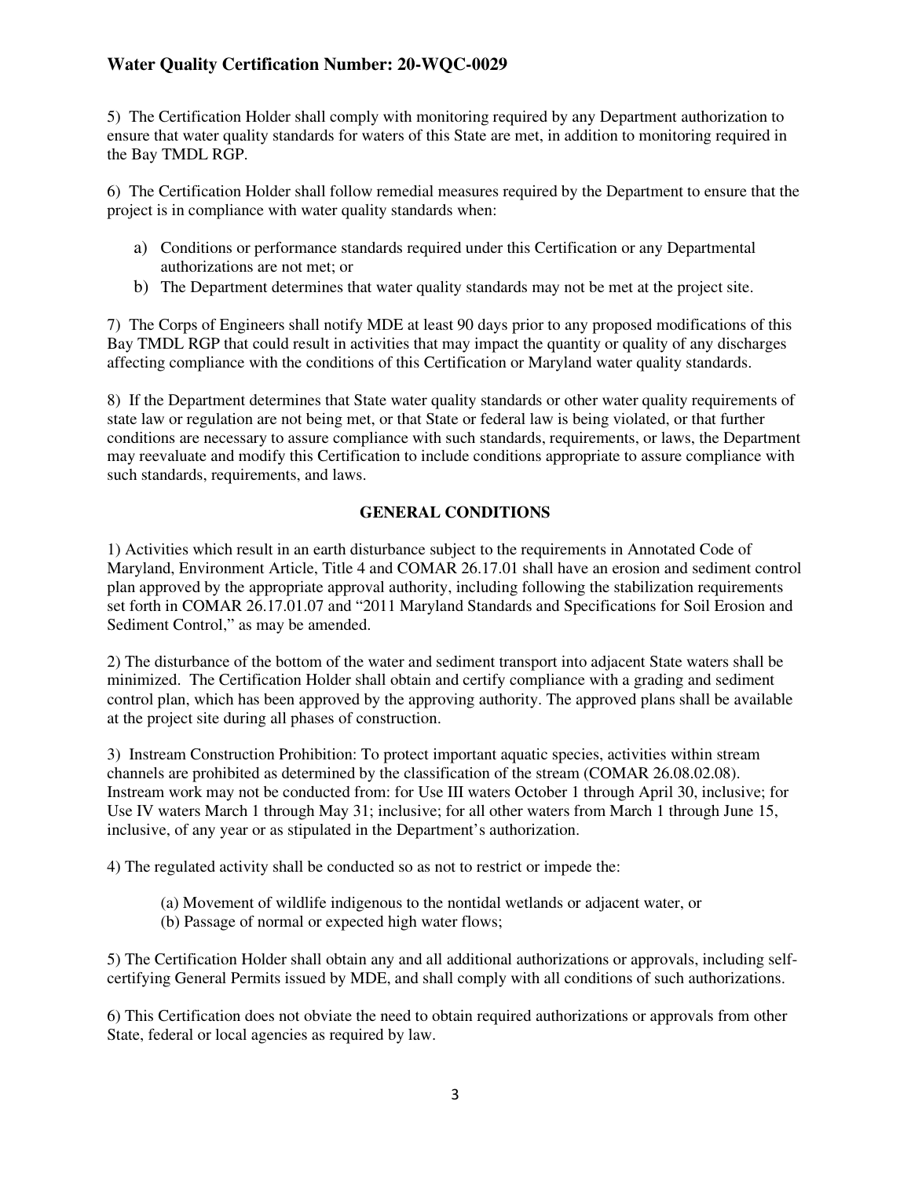5) The Certification Holder shall comply with monitoring required by any Department authorization to ensure that water quality standards for waters of this State are met, in addition to monitoring required in the Bay TMDL RGP.

6) The Certification Holder shall follow remedial measures required by the Department to ensure that the project is in compliance with water quality standards when:

a) Conditions or performance standards required under this Certification or any Departmental authorizations are not met; or
b) The Department determines that water quality standards may not be met at the project site.

7) The Corps of Engineers shall notify MDE at least 90 days prior to any proposed modifications of this Bay TMDL RGP that could result in activities that may impact the quantity or quality of any discharges affecting compliance with the conditions of this Certification or Maryland water quality standards.

8) If the Department determines that State water quality standards or other water quality requirements of state law or regulation are not being met, or that State or federal law is being violated, or that further conditions are necessary to assure compliance with such standards, requirements, or laws, the Department may reevaluate and modify this Certification to include conditions appropriate to assure compliance with such standards, requirements, and laws.

## GENERAL CONDITIONS

1) Activities which result in an earth disturbance subject to the requirements in Annotated Code of Maryland, Environment Article, Title 4 and COMAR 26.17.01 shall have an erosion and sediment control plan approved by the appropriate approval authority, including following the stabilization requirements set forth in COMAR 26.17.01.07 and "2011 Maryland Standards and Specifications for Soil Erosion and Sediment Control," as may be amended.

2) The disturbance of the bottom of the water and sediment transport into adjacent State waters shall be minimized. The Certification Holder shall obtain and certify compliance with a grading and sediment control plan, which has been approved by the approving authority. The approved plans shall be available at the project site during all phases of construction.

3) Instream Construction Prohibition: To protect important aquatic species, activities within stream channels are prohibited as determined by the classification of the stream (COMAR 26.08.02.08). Instream work may not be conducted from: for Use III waters October 1 through April 30, inclusive; for Use IV waters March 1 through May 31; inclusive; for all other waters from March 1 through June 15, inclusive, of any year or as stipulated in the Department's authorization.

4) The regulated activity shall be conducted so as not to restrict or impede the:

(a) Movement of wildlife indigenous to the nontidal wetlands or adjacent water, or
(b) Passage of normal or expected high water flows;

5) The Certification Holder shall obtain any and all additional authorizations or approvals, including self-certifying General Permits issued by MDE, and shall comply with all conditions of such authorizations.

6) This Certification does not obviate the need to obtain required authorizations or approvals from other State, federal or local agencies as required by law.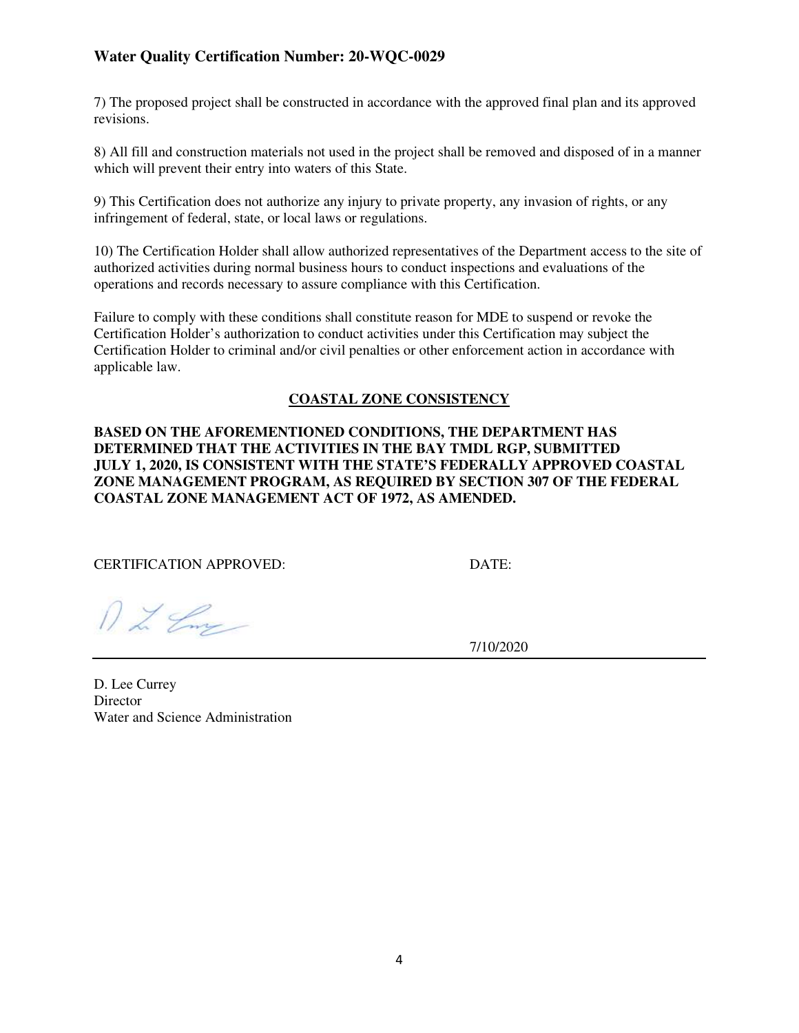Water Quality Certification Number: 20-WQC-0029

7) The proposed project shall be constructed in accordance with the approved final plan and its approved revisions.

8) All fill and construction materials not used in the project shall be removed and disposed of in a manner which will prevent their entry into waters of this State.

9) This Certification does not authorize any injury to private property, any invasion of rights, or any infringement of federal, state, or local laws or regulations.

10) The Certification Holder shall allow authorized representatives of the Department access to the site of authorized activities during normal business hours to conduct inspections and evaluations of the operations and records necessary to assure compliance with this Certification.

Failure to comply with these conditions shall constitute reason for MDE to suspend or revoke the Certification Holder's authorization to conduct activities under this Certification may subject the Certification Holder to criminal and/or civil penalties or other enforcement action in accordance with applicable law.

## COASTAL ZONE CONSISTENCY

**BASED ON THE AFOREMENTIONED CONDITIONS, THE DEPARTMENT HAS DETERMINED THAT THE ACTIVITIES IN THE BAY TMDL RGP, SUBMITTED JULY 1, 2020, IS CONSISTENT WITH THE STATE'S FEDERALLY APPROVED COASTAL ZONE MANAGEMENT PROGRAM, AS REQUIRED BY SECTION 307 OF THE FEDERAL COASTAL ZONE MANAGEMENT ACT OF 1972, AS AMENDED.**

CERTIFICATION APPROVED: DATE:

7/10/2020

D. Lee Currey
Director
Water and Science Administration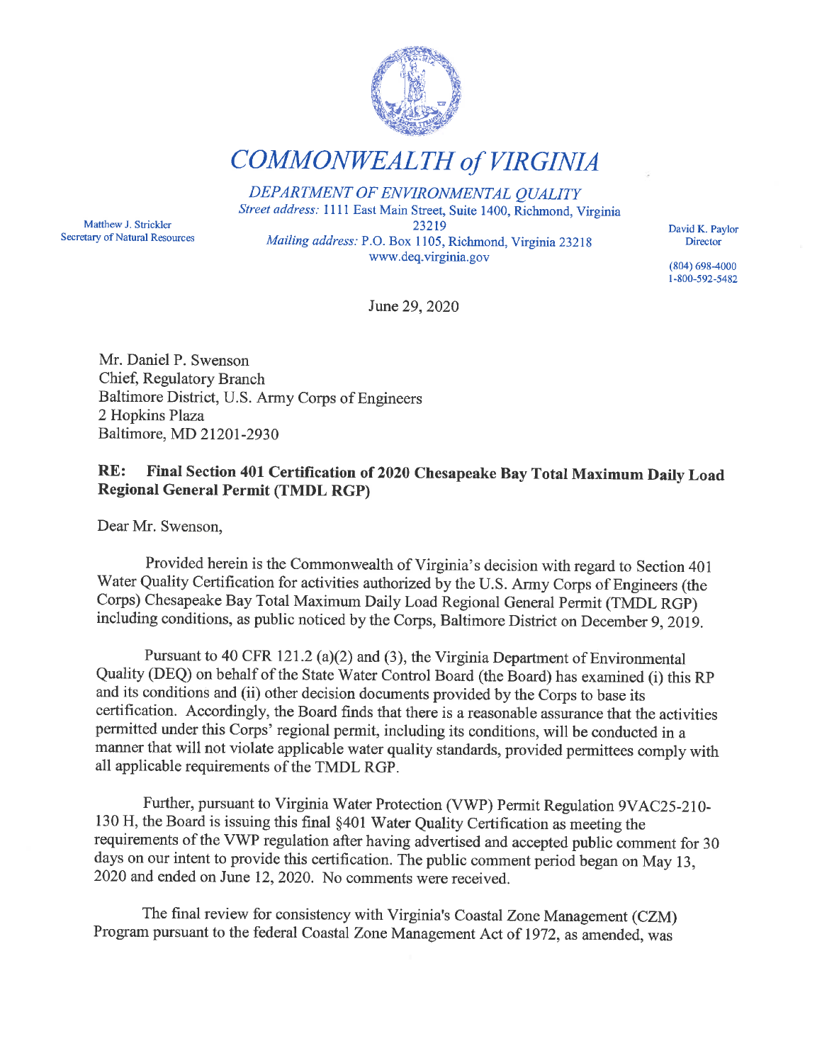# *COMMONWEALTH of VIRGINIA*

*DEPARTMENT OF ENVIRONMENTAL QUALITY*

Matthew J. Strickler
Secretary of Natural Resources

*Street address:* 1111 East Main Street, Suite 1400, Richmond, Virginia 23219
*Mailing address:* P.O. Box 1105, Richmond, Virginia 23218
www.deq.virginia.gov

David K. Paylor
Director

(804) 698-4000
1-800-592-5482

June 29, 2020

Mr. Daniel P. Swenson
Chief, Regulatory Branch
Baltimore District, U.S. Army Corps of Engineers
2 Hopkins Plaza
Baltimore, MD 21201-2930

**RE: Final Section 401 Certification of 2020 Chesapeake Bay Total Maximum Daily Load Regional General Permit (TMDL RGP)**

Dear Mr. Swenson,

Provided herein is the Commonwealth of Virginia's decision with regard to Section 401 Water Quality Certification for activities authorized by the U.S. Army Corps of Engineers (the Corps) Chesapeake Bay Total Maximum Daily Load Regional General Permit (TMDL RGP) including conditions, as public noticed by the Corps, Baltimore District on December 9, 2019.

Pursuant to 40 CFR 121.2 (a)(2) and (3), the Virginia Department of Environmental Quality (DEQ) on behalf of the State Water Control Board (the Board) has examined (i) this RP and its conditions and (ii) other decision documents provided by the Corps to base its certification. Accordingly, the Board finds that there is a reasonable assurance that the activities permitted under this Corps' regional permit, including its conditions, will be conducted in a manner that will not violate applicable water quality standards, provided permittees comply with all applicable requirements of the TMDL RGP.

Further, pursuant to Virginia Water Protection (VWP) Permit Regulation 9VAC25-210-130 H, the Board is issuing this final §401 Water Quality Certification as meeting the requirements of the VWP regulation after having advertised and accepted public comment for 30 days on our intent to provide this certification. The public comment period began on May 13, 2020 and ended on June 12, 2020. No comments were received.

The final review for consistency with Virginia's Coastal Zone Management (CZM) Program pursuant to the federal Coastal Zone Management Act of 1972, as amended, was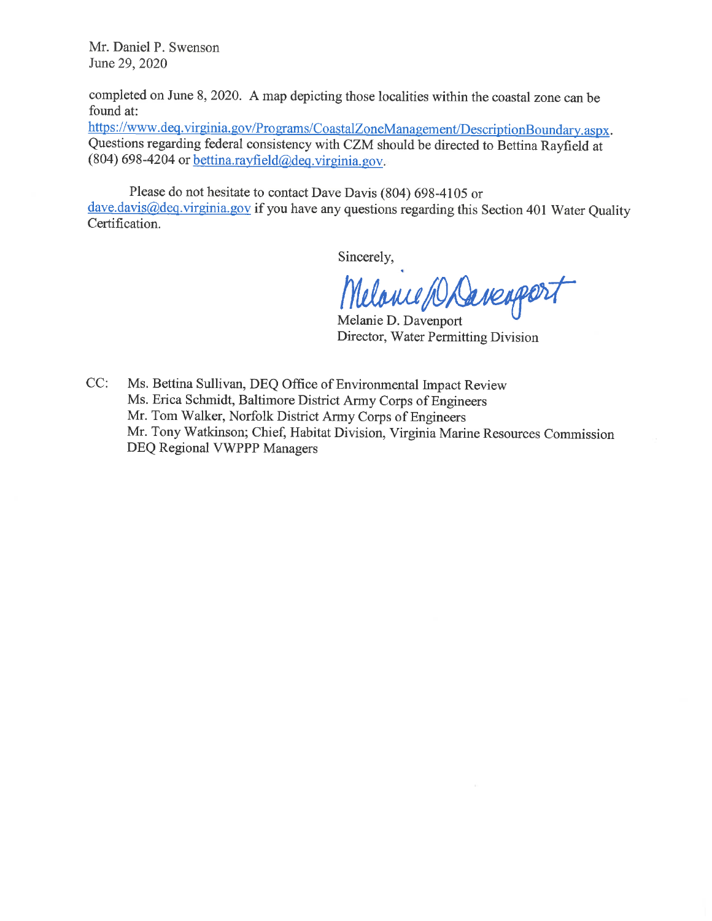Mr. Daniel P. Swenson
June 29, 2020

completed on June 8, 2020. A map depicting those localities within the coastal zone can be found at:
https://www.deq.virginia.gov/Programs/CoastalZoneManagement/DescriptionBoundary.aspx. Questions regarding federal consistency with CZM should be directed to Bettina Rayfield at (804) 698-4204 or bettina.rayfield@deq.virginia.gov.

Please do not hesitate to contact Dave Davis (804) 698-4105 or dave.davis@deq.virginia.gov if you have any questions regarding this Section 401 Water Quality Certification.

Sincerely,

Melanie D. Davenport
Director, Water Permitting Division

CC: Ms. Bettina Sullivan, DEQ Office of Environmental Impact Review
Ms. Erica Schmidt, Baltimore District Army Corps of Engineers
Mr. Tom Walker, Norfolk District Army Corps of Engineers
Mr. Tony Watkinson; Chief, Habitat Division, Virginia Marine Resources Commission
DEQ Regional VWPPP Managers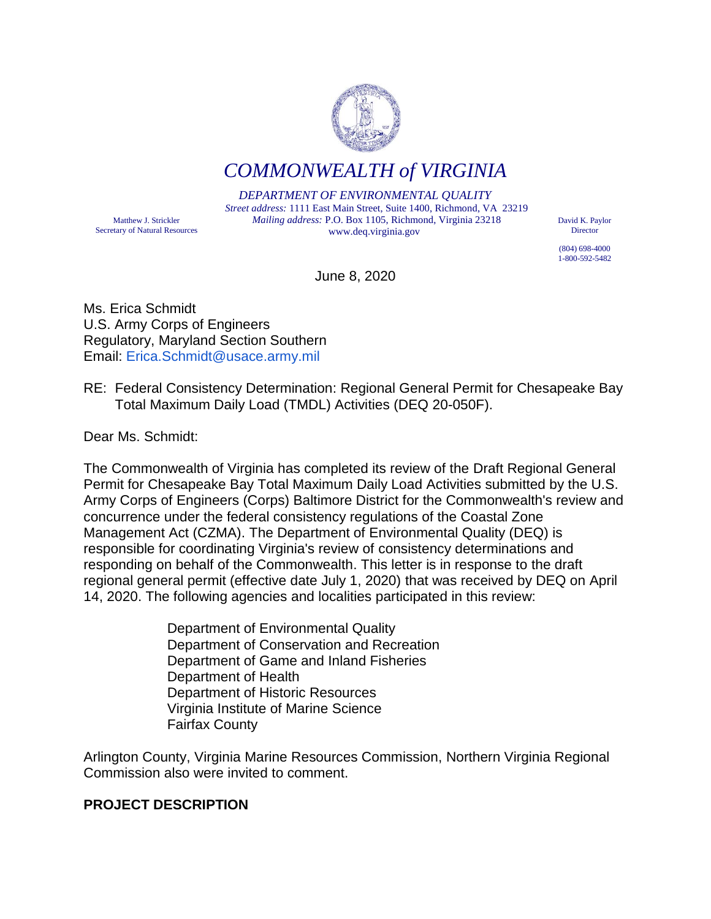# COMMONWEALTH of VIRGINIA

*DEPARTMENT OF ENVIRONMENTAL QUALITY*

*Street address:* 1111 East Main Street, Suite 1400, Richmond, VA 23219
*Mailing address:* P.O. Box 1105, Richmond, Virginia 23218
www.deq.virginia.gov

Matthew J. Strickler
Secretary of Natural Resources

David K. Paylor
Director

(804) 698-4000
1-800-592-5482

June 8, 2020

Ms. Erica Schmidt
U.S. Army Corps of Engineers
Regulatory, Maryland Section Southern
Email: Erica.Schmidt@usace.army.mil

RE: Federal Consistency Determination: Regional General Permit for Chesapeake Bay Total Maximum Daily Load (TMDL) Activities (DEQ 20-050F).

Dear Ms. Schmidt:

The Commonwealth of Virginia has completed its review of the Draft Regional General Permit for Chesapeake Bay Total Maximum Daily Load Activities submitted by the U.S. Army Corps of Engineers (Corps) Baltimore District for the Commonwealth's review and concurrence under the federal consistency regulations of the Coastal Zone Management Act (CZMA). The Department of Environmental Quality (DEQ) is responsible for coordinating Virginia's review of consistency determinations and responding on behalf of the Commonwealth. This letter is in response to the draft regional general permit (effective date July 1, 2020) that was received by DEQ on April 14, 2020. The following agencies and localities participated in this review:

- Department of Environmental Quality
- Department of Conservation and Recreation
- Department of Game and Inland Fisheries
- Department of Health
- Department of Historic Resources
- Virginia Institute of Marine Science
- Fairfax County

Arlington County, Virginia Marine Resources Commission, Northern Virginia Regional Commission also were invited to comment.

## PROJECT DESCRIPTION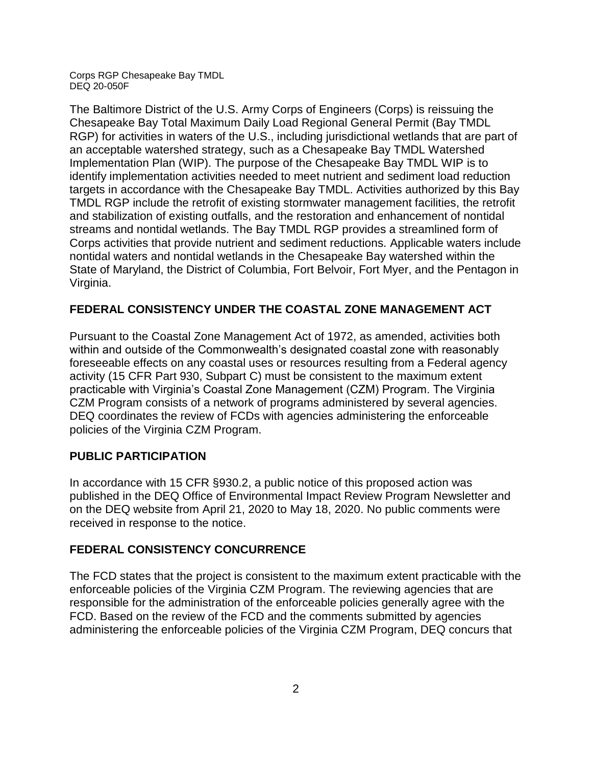The Baltimore District of the U.S. Army Corps of Engineers (Corps) is reissuing the Chesapeake Bay Total Maximum Daily Load Regional General Permit (Bay TMDL RGP) for activities in waters of the U.S., including jurisdictional wetlands that are part of an acceptable watershed strategy, such as a Chesapeake Bay TMDL Watershed Implementation Plan (WIP). The purpose of the Chesapeake Bay TMDL WIP is to identify implementation activities needed to meet nutrient and sediment load reduction targets in accordance with the Chesapeake Bay TMDL. Activities authorized by this Bay TMDL RGP include the retrofit of existing stormwater management facilities, the retrofit and stabilization of existing outfalls, and the restoration and enhancement of nontidal streams and nontidal wetlands. The Bay TMDL RGP provides a streamlined form of Corps activities that provide nutrient and sediment reductions. Applicable waters include nontidal waters and nontidal wetlands in the Chesapeake Bay watershed within the State of Maryland, the District of Columbia, Fort Belvoir, Fort Myer, and the Pentagon in Virginia.

## FEDERAL CONSISTENCY UNDER THE COASTAL ZONE MANAGEMENT ACT

Pursuant to the Coastal Zone Management Act of 1972, as amended, activities both within and outside of the Commonwealth's designated coastal zone with reasonably foreseeable effects on any coastal uses or resources resulting from a Federal agency activity (15 CFR Part 930, Subpart C) must be consistent to the maximum extent practicable with Virginia's Coastal Zone Management (CZM) Program. The Virginia CZM Program consists of a network of programs administered by several agencies. DEQ coordinates the review of FCDs with agencies administering the enforceable policies of the Virginia CZM Program.

## PUBLIC PARTICIPATION

In accordance with 15 CFR §930.2, a public notice of this proposed action was published in the DEQ Office of Environmental Impact Review Program Newsletter and on the DEQ website from April 21, 2020 to May 18, 2020. No public comments were received in response to the notice.

## FEDERAL CONSISTENCY CONCURRENCE

The FCD states that the project is consistent to the maximum extent practicable with the enforceable policies of the Virginia CZM Program. The reviewing agencies that are responsible for the administration of the enforceable policies generally agree with the FCD. Based on the review of the FCD and the comments submitted by agencies administering the enforceable policies of the Virginia CZM Program, DEQ concurs that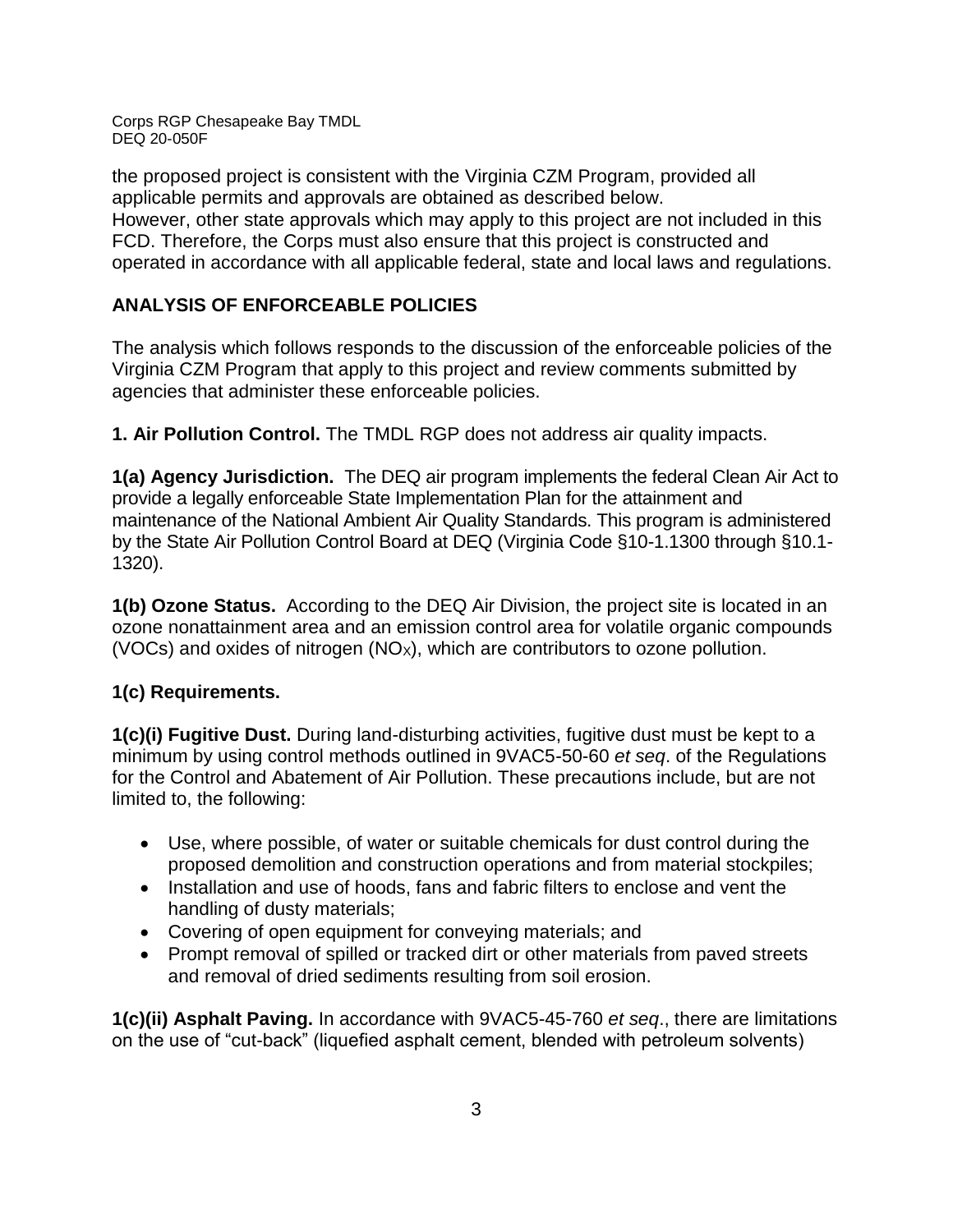the proposed project is consistent with the Virginia CZM Program, provided all applicable permits and approvals are obtained as described below.
However, other state approvals which may apply to this project are not included in this FCD. Therefore, the Corps must also ensure that this project is constructed and operated in accordance with all applicable federal, state and local laws and regulations.

## ANALYSIS OF ENFORCEABLE POLICIES

The analysis which follows responds to the discussion of the enforceable policies of the Virginia CZM Program that apply to this project and review comments submitted by agencies that administer these enforceable policies.

**1. Air Pollution Control.** The TMDL RGP does not address air quality impacts.

**1(a) Agency Jurisdiction.** The DEQ air program implements the federal Clean Air Act to provide a legally enforceable State Implementation Plan for the attainment and maintenance of the National Ambient Air Quality Standards. This program is administered by the State Air Pollution Control Board at DEQ (Virginia Code §10-1.1300 through §10.1-1320).

**1(b) Ozone Status.** According to the DEQ Air Division, the project site is located in an ozone nonattainment area and an emission control area for volatile organic compounds (VOCs) and oxides of nitrogen ($NO_X$), which are contributors to ozone pollution.

**1(c) Requirements.**

**1(c)(i) Fugitive Dust.** During land-disturbing activities, fugitive dust must be kept to a minimum by using control methods outlined in 9VAC5-50-60 *et seq*. of the Regulations for the Control and Abatement of Air Pollution. These precautions include, but are not limited to, the following:

- Use, where possible, of water or suitable chemicals for dust control during the proposed demolition and construction operations and from material stockpiles;
- Installation and use of hoods, fans and fabric filters to enclose and vent the handling of dusty materials;
- Covering of open equipment for conveying materials; and
- Prompt removal of spilled or tracked dirt or other materials from paved streets and removal of dried sediments resulting from soil erosion.

**1(c)(ii) Asphalt Paving.** In accordance with 9VAC5-45-760 *et seq*., there are limitations on the use of "cut-back" (liquefied asphalt cement, blended with petroleum solvents)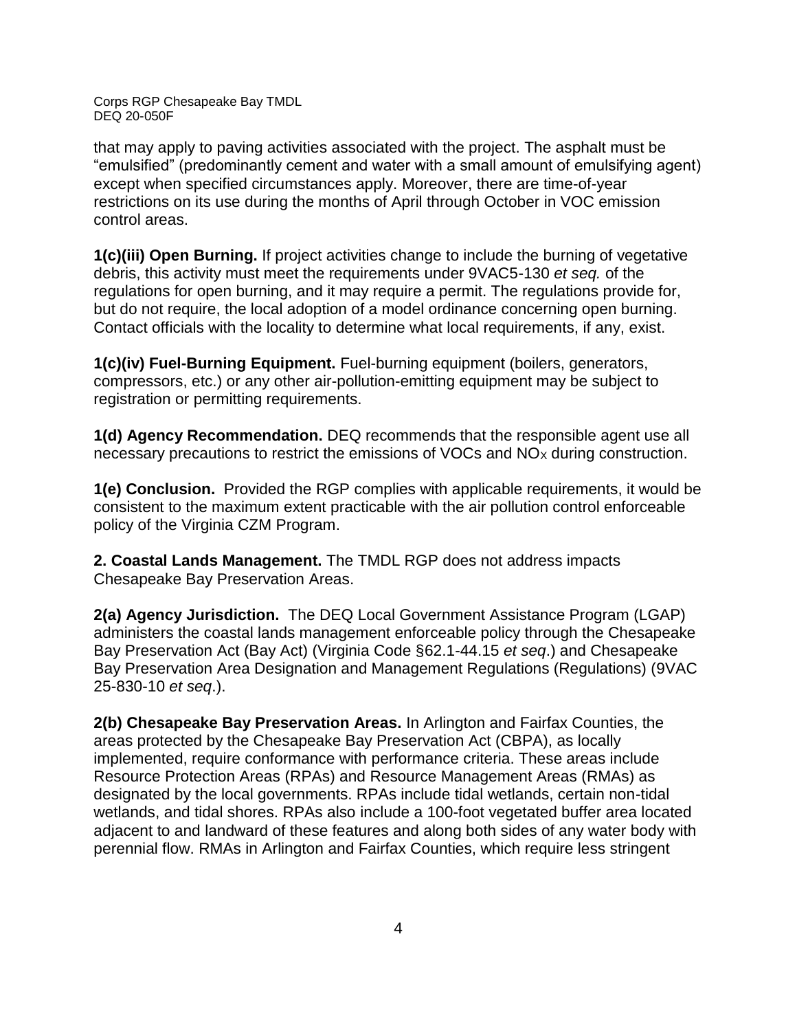that may apply to paving activities associated with the project. The asphalt must be "emulsified" (predominantly cement and water with a small amount of emulsifying agent) except when specified circumstances apply. Moreover, there are time-of-year restrictions on its use during the months of April through October in VOC emission control areas.

**1(c)(iii) Open Burning.** If project activities change to include the burning of vegetative debris, this activity must meet the requirements under 9VAC5-130 *et seq.* of the regulations for open burning, and it may require a permit. The regulations provide for, but do not require, the local adoption of a model ordinance concerning open burning. Contact officials with the locality to determine what local requirements, if any, exist.

**1(c)(iv) Fuel-Burning Equipment.** Fuel-burning equipment (boilers, generators, compressors, etc.) or any other air-pollution-emitting equipment may be subject to registration or permitting requirements.

**1(d) Agency Recommendation.** DEQ recommends that the responsible agent use all necessary precautions to restrict the emissions of VOCs and $NO_X$ during construction.

**1(e) Conclusion.** Provided the RGP complies with applicable requirements, it would be consistent to the maximum extent practicable with the air pollution control enforceable policy of the Virginia CZM Program.

**2. Coastal Lands Management.** The TMDL RGP does not address impacts Chesapeake Bay Preservation Areas.

**2(a) Agency Jurisdiction.** The DEQ Local Government Assistance Program (LGAP) administers the coastal lands management enforceable policy through the Chesapeake Bay Preservation Act (Bay Act) (Virginia Code §62.1-44.15 *et seq*.) and Chesapeake Bay Preservation Area Designation and Management Regulations (Regulations) (9VAC 25-830-10 *et seq*.).

**2(b) Chesapeake Bay Preservation Areas.** In Arlington and Fairfax Counties, the areas protected by the Chesapeake Bay Preservation Act (CBPA), as locally implemented, require conformance with performance criteria. These areas include Resource Protection Areas (RPAs) and Resource Management Areas (RMAs) as designated by the local governments. RPAs include tidal wetlands, certain non-tidal wetlands, and tidal shores. RPAs also include a 100-foot vegetated buffer area located adjacent to and landward of these features and along both sides of any water body with perennial flow. RMAs in Arlington and Fairfax Counties, which require less stringent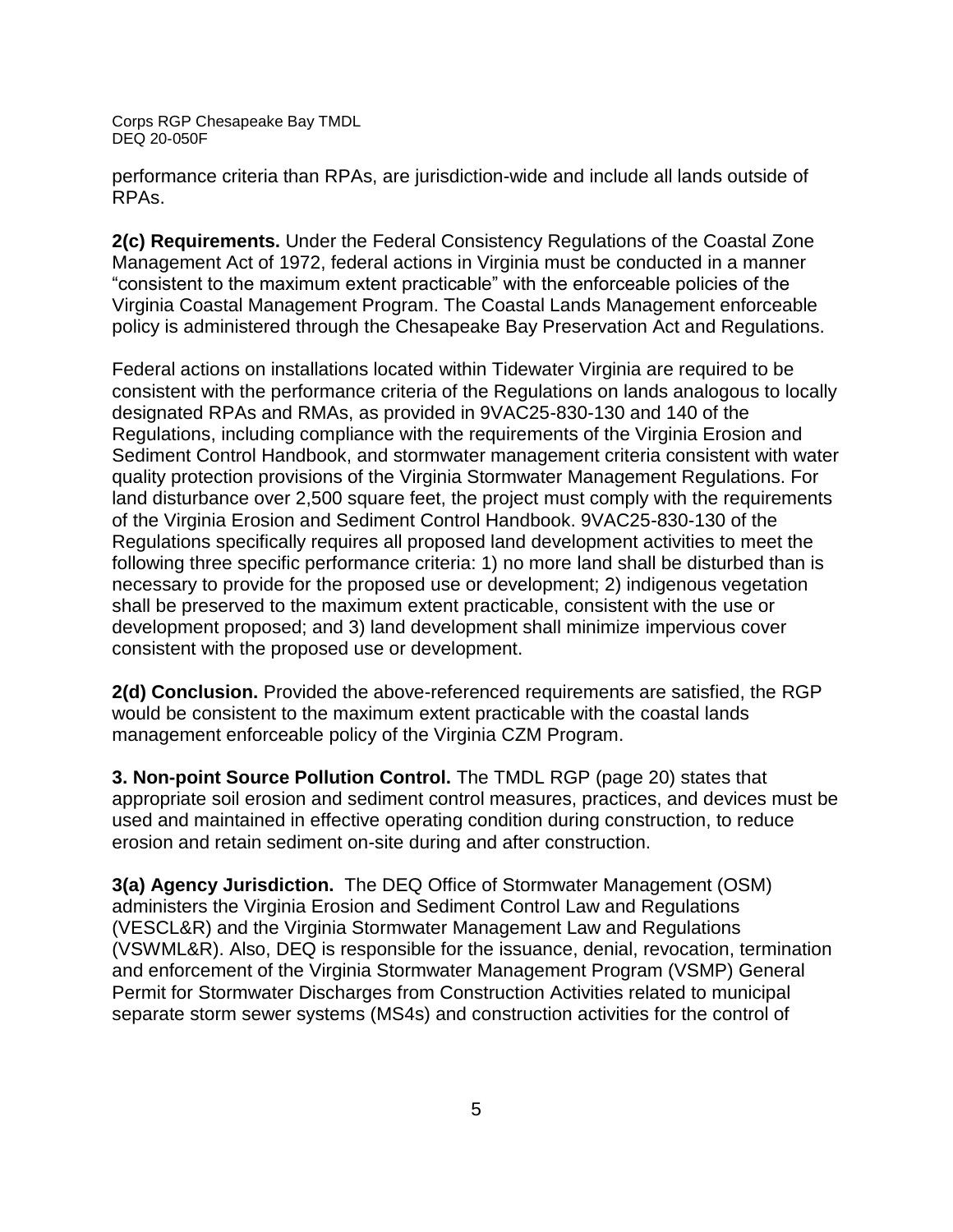performance criteria than RPAs, are jurisdiction-wide and include all lands outside of RPAs.

**2(c) Requirements.** Under the Federal Consistency Regulations of the Coastal Zone Management Act of 1972, federal actions in Virginia must be conducted in a manner "consistent to the maximum extent practicable" with the enforceable policies of the Virginia Coastal Management Program. The Coastal Lands Management enforceable policy is administered through the Chesapeake Bay Preservation Act and Regulations.

Federal actions on installations located within Tidewater Virginia are required to be consistent with the performance criteria of the Regulations on lands analogous to locally designated RPAs and RMAs, as provided in 9VAC25-830-130 and 140 of the Regulations, including compliance with the requirements of the Virginia Erosion and Sediment Control Handbook, and stormwater management criteria consistent with water quality protection provisions of the Virginia Stormwater Management Regulations. For land disturbance over 2,500 square feet, the project must comply with the requirements of the Virginia Erosion and Sediment Control Handbook. 9VAC25-830-130 of the Regulations specifically requires all proposed land development activities to meet the following three specific performance criteria: 1) no more land shall be disturbed than is necessary to provide for the proposed use or development; 2) indigenous vegetation shall be preserved to the maximum extent practicable, consistent with the use or development proposed; and 3) land development shall minimize impervious cover consistent with the proposed use or development.

**2(d) Conclusion.** Provided the above-referenced requirements are satisfied, the RGP would be consistent to the maximum extent practicable with the coastal lands management enforceable policy of the Virginia CZM Program.

**3. Non-point Source Pollution Control.** The TMDL RGP (page 20) states that appropriate soil erosion and sediment control measures, practices, and devices must be used and maintained in effective operating condition during construction, to reduce erosion and retain sediment on-site during and after construction.

**3(a) Agency Jurisdiction.** The DEQ Office of Stormwater Management (OSM) administers the Virginia Erosion and Sediment Control Law and Regulations (VESCL&R) and the Virginia Stormwater Management Law and Regulations (VSWML&R). Also, DEQ is responsible for the issuance, denial, revocation, termination and enforcement of the Virginia Stormwater Management Program (VSMP) General Permit for Stormwater Discharges from Construction Activities related to municipal separate storm sewer systems (MS4s) and construction activities for the control of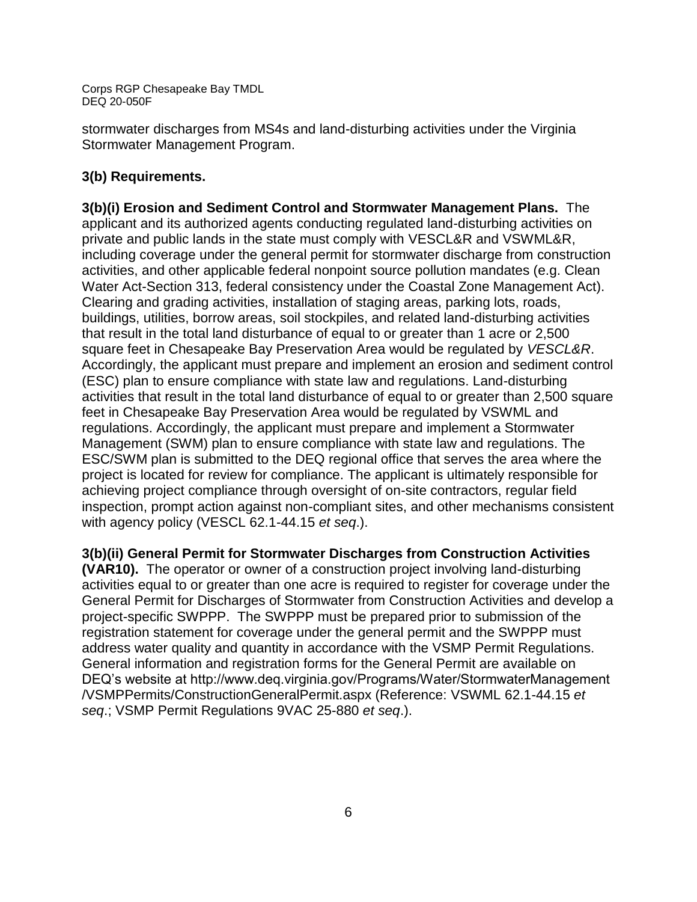stormwater discharges from MS4s and land-disturbing activities under the Virginia Stormwater Management Program.

### 3(b) Requirements.

**3(b)(i) Erosion and Sediment Control and Stormwater Management Plans.** The applicant and its authorized agents conducting regulated land-disturbing activities on private and public lands in the state must comply with VESCL&R and VSWML&R, including coverage under the general permit for stormwater discharge from construction activities, and other applicable federal nonpoint source pollution mandates (e.g. Clean Water Act-Section 313, federal consistency under the Coastal Zone Management Act). Clearing and grading activities, installation of staging areas, parking lots, roads, buildings, utilities, borrow areas, soil stockpiles, and related land-disturbing activities that result in the total land disturbance of equal to or greater than 1 acre or 2,500 square feet in Chesapeake Bay Preservation Area would be regulated by *VESCL&R*. Accordingly, the applicant must prepare and implement an erosion and sediment control (ESC) plan to ensure compliance with state law and regulations. Land-disturbing activities that result in the total land disturbance of equal to or greater than 2,500 square feet in Chesapeake Bay Preservation Area would be regulated by VSWML and regulations. Accordingly, the applicant must prepare and implement a Stormwater Management (SWM) plan to ensure compliance with state law and regulations. The ESC/SWM plan is submitted to the DEQ regional office that serves the area where the project is located for review for compliance. The applicant is ultimately responsible for achieving project compliance through oversight of on-site contractors, regular field inspection, prompt action against non-compliant sites, and other mechanisms consistent with agency policy (VESCL 62.1-44.15 *et seq*.).

**3(b)(ii) General Permit for Stormwater Discharges from Construction Activities (VAR10).** The operator or owner of a construction project involving land-disturbing activities equal to or greater than one acre is required to register for coverage under the General Permit for Discharges of Stormwater from Construction Activities and develop a project-specific SWPPP. The SWPPP must be prepared prior to submission of the registration statement for coverage under the general permit and the SWPPP must address water quality and quantity in accordance with the VSMP Permit Regulations. General information and registration forms for the General Permit are available on DEQ's website at http://www.deq.virginia.gov/Programs/Water/StormwaterManagement/VSMPPermits/ConstructionGeneralPermit.aspx (Reference: VSWML 62.1-44.15 *et seq*.; VSMP Permit Regulations 9VAC 25-880 *et seq*.).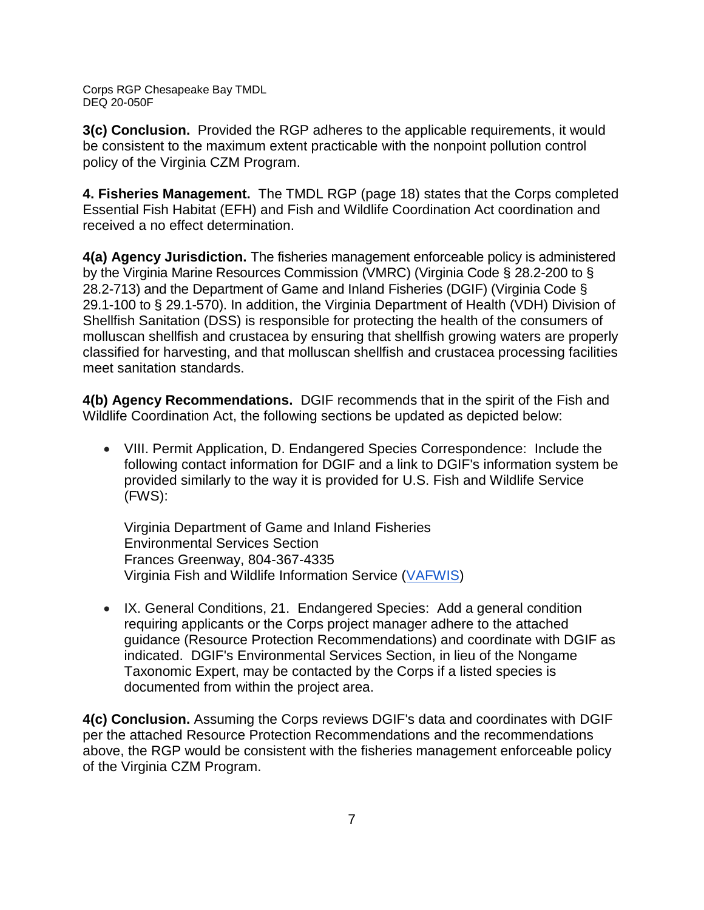**3(c) Conclusion.** Provided the RGP adheres to the applicable requirements, it would be consistent to the maximum extent practicable with the nonpoint pollution control policy of the Virginia CZM Program.

**4. Fisheries Management.** The TMDL RGP (page 18) states that the Corps completed Essential Fish Habitat (EFH) and Fish and Wildlife Coordination Act coordination and received a no effect determination.

**4(a) Agency Jurisdiction.** The fisheries management enforceable policy is administered by the Virginia Marine Resources Commission (VMRC) (Virginia Code § 28.2-200 to § 28.2-713) and the Department of Game and Inland Fisheries (DGIF) (Virginia Code § 29.1-100 to § 29.1-570). In addition, the Virginia Department of Health (VDH) Division of Shellfish Sanitation (DSS) is responsible for protecting the health of the consumers of molluscan shellfish and crustacea by ensuring that shellfish growing waters are properly classified for harvesting, and that molluscan shellfish and crustacea processing facilities meet sanitation standards.

**4(b) Agency Recommendations.** DGIF recommends that in the spirit of the Fish and Wildlife Coordination Act, the following sections be updated as depicted below:

- VIII. Permit Application, D. Endangered Species Correspondence: Include the following contact information for DGIF and a link to DGIF's information system be provided similarly to the way it is provided for U.S. Fish and Wildlife Service (FWS):

  Virginia Department of Game and Inland Fisheries
  Environmental Services Section
  Frances Greenway, 804-367-4335
  Virginia Fish and Wildlife Information Service (VAFWIS)

- IX. General Conditions, 21. Endangered Species: Add a general condition requiring applicants or the Corps project manager adhere to the attached guidance (Resource Protection Recommendations) and coordinate with DGIF as indicated. DGIF's Environmental Services Section, in lieu of the Nongame Taxonomic Expert, may be contacted by the Corps if a listed species is documented from within the project area.

**4(c) Conclusion.** Assuming the Corps reviews DGIF's data and coordinates with DGIF per the attached Resource Protection Recommendations and the recommendations above, the RGP would be consistent with the fisheries management enforceable policy of the Virginia CZM Program.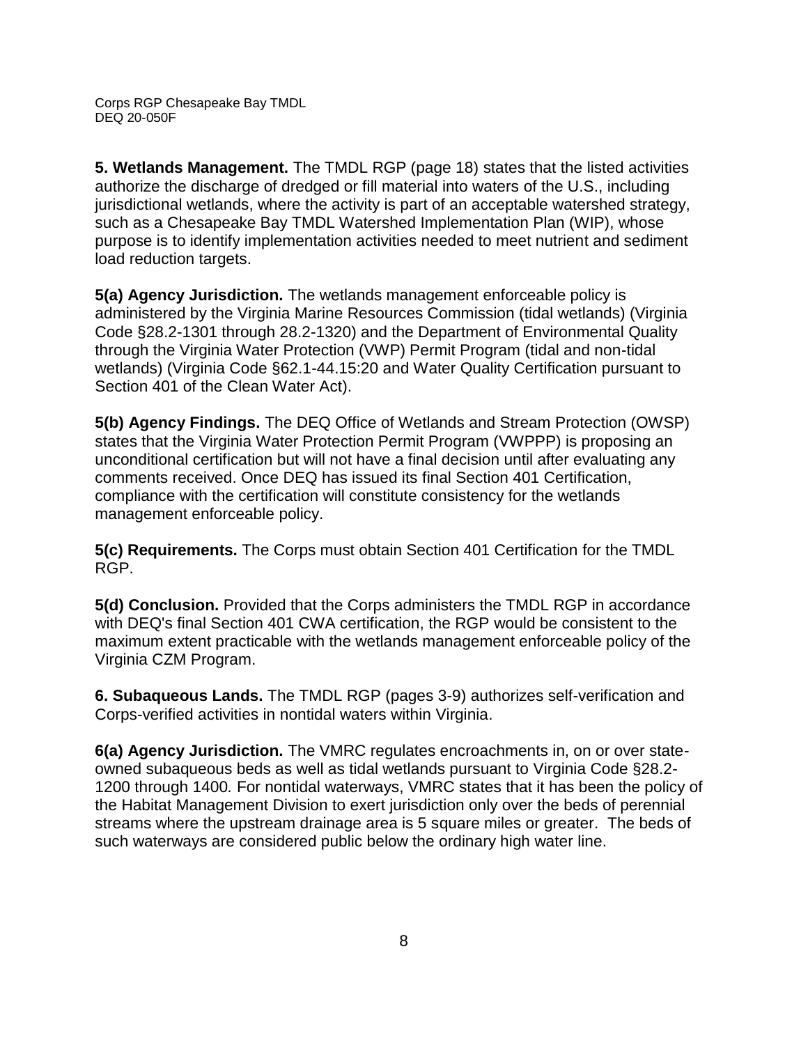**5. Wetlands Management.** The TMDL RGP (page 18) states that the listed activities authorize the discharge of dredged or fill material into waters of the U.S., including jurisdictional wetlands, where the activity is part of an acceptable watershed strategy, such as a Chesapeake Bay TMDL Watershed Implementation Plan (WIP), whose purpose is to identify implementation activities needed to meet nutrient and sediment load reduction targets.

**5(a) Agency Jurisdiction.** The wetlands management enforceable policy is administered by the Virginia Marine Resources Commission (tidal wetlands) (Virginia Code §28.2-1301 through 28.2-1320) and the Department of Environmental Quality through the Virginia Water Protection (VWP) Permit Program (tidal and non-tidal wetlands) (Virginia Code §62.1-44.15:20 and Water Quality Certification pursuant to Section 401 of the Clean Water Act).

**5(b) Agency Findings.** The DEQ Office of Wetlands and Stream Protection (OWSP) states that the Virginia Water Protection Permit Program (VWPPP) is proposing an unconditional certification but will not have a final decision until after evaluating any comments received. Once DEQ has issued its final Section 401 Certification, compliance with the certification will constitute consistency for the wetlands management enforceable policy.

**5(c) Requirements.** The Corps must obtain Section 401 Certification for the TMDL RGP.

**5(d) Conclusion.** Provided that the Corps administers the TMDL RGP in accordance with DEQ's final Section 401 CWA certification, the RGP would be consistent to the maximum extent practicable with the wetlands management enforceable policy of the Virginia CZM Program.

**6. Subaqueous Lands.** The TMDL RGP (pages 3-9) authorizes self-verification and Corps-verified activities in nontidal waters within Virginia.

**6(a) Agency Jurisdiction.** The VMRC regulates encroachments in, on or over state-owned subaqueous beds as well as tidal wetlands pursuant to Virginia Code §28.2-1200 through 1400*.* For nontidal waterways, VMRC states that it has been the policy of the Habitat Management Division to exert jurisdiction only over the beds of perennial streams where the upstream drainage area is 5 square miles or greater. The beds of such waterways are considered public below the ordinary high water line.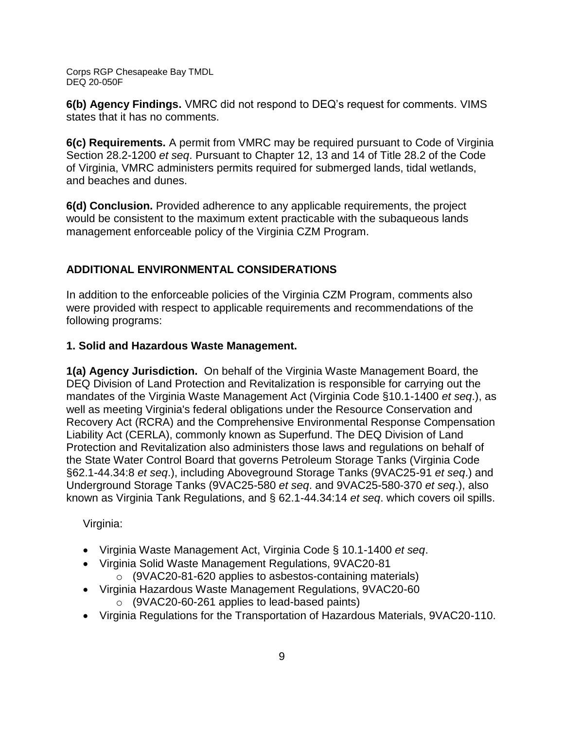**6(b) Agency Findings.** VMRC did not respond to DEQ's request for comments. VIMS states that it has no comments.

**6(c) Requirements.** A permit from VMRC may be required pursuant to Code of Virginia Section 28.2-1200 *et seq*. Pursuant to Chapter 12, 13 and 14 of Title 28.2 of the Code of Virginia, VMRC administers permits required for submerged lands, tidal wetlands, and beaches and dunes.

**6(d) Conclusion.** Provided adherence to any applicable requirements, the project would be consistent to the maximum extent practicable with the subaqueous lands management enforceable policy of the Virginia CZM Program.

## ADDITIONAL ENVIRONMENTAL CONSIDERATIONS

In addition to the enforceable policies of the Virginia CZM Program, comments also were provided with respect to applicable requirements and recommendations of the following programs:

### 1. Solid and Hazardous Waste Management.

**1(a) Agency Jurisdiction.** On behalf of the Virginia Waste Management Board, the DEQ Division of Land Protection and Revitalization is responsible for carrying out the mandates of the Virginia Waste Management Act (Virginia Code §10.1-1400 *et seq*.), as well as meeting Virginia's federal obligations under the Resource Conservation and Recovery Act (RCRA) and the Comprehensive Environmental Response Compensation Liability Act (CERLA), commonly known as Superfund. The DEQ Division of Land Protection and Revitalization also administers those laws and regulations on behalf of the State Water Control Board that governs Petroleum Storage Tanks (Virginia Code §62.1-44.34:8 *et seq*.), including Aboveground Storage Tanks (9VAC25-91 *et seq*.) and Underground Storage Tanks (9VAC25-580 *et seq*. and 9VAC25-580-370 *et seq*.), also known as Virginia Tank Regulations, and § 62.1-44.34:14 *et seq*. which covers oil spills.

Virginia:

- Virginia Waste Management Act, Virginia Code § 10.1-1400 *et seq*.
- Virginia Solid Waste Management Regulations, 9VAC20-81
  - (9VAC20-81-620 applies to asbestos-containing materials)
- Virginia Hazardous Waste Management Regulations, 9VAC20-60
  - (9VAC20-60-261 applies to lead-based paints)
- Virginia Regulations for the Transportation of Hazardous Materials, 9VAC20-110.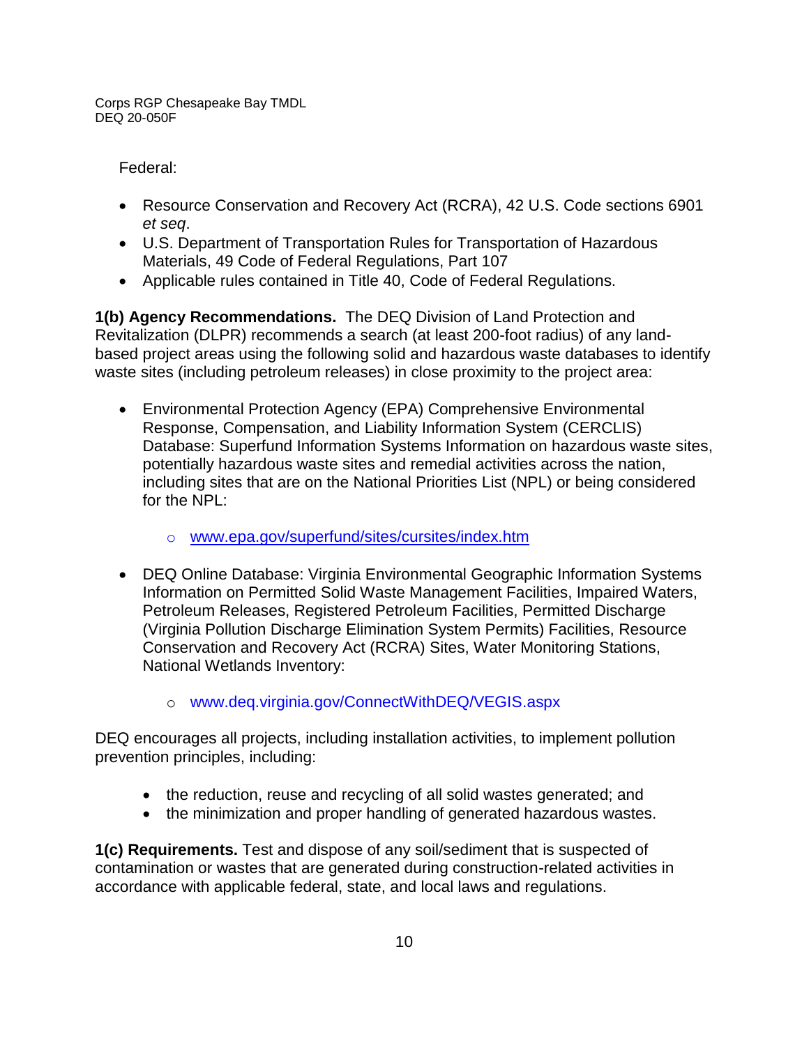Federal:

- Resource Conservation and Recovery Act (RCRA), 42 U.S. Code sections 6901 *et seq*.
- U.S. Department of Transportation Rules for Transportation of Hazardous Materials, 49 Code of Federal Regulations, Part 107
- Applicable rules contained in Title 40, Code of Federal Regulations.

**1(b) Agency Recommendations.** The DEQ Division of Land Protection and Revitalization (DLPR) recommends a search (at least 200-foot radius) of any land-based project areas using the following solid and hazardous waste databases to identify waste sites (including petroleum releases) in close proximity to the project area:

- Environmental Protection Agency (EPA) Comprehensive Environmental Response, Compensation, and Liability Information System (CERCLIS) Database: Superfund Information Systems Information on hazardous waste sites, potentially hazardous waste sites and remedial activities across the nation, including sites that are on the National Priorities List (NPL) or being considered for the NPL:
  - www.epa.gov/superfund/sites/cursites/index.htm
- DEQ Online Database: Virginia Environmental Geographic Information Systems Information on Permitted Solid Waste Management Facilities, Impaired Waters, Petroleum Releases, Registered Petroleum Facilities, Permitted Discharge (Virginia Pollution Discharge Elimination System Permits) Facilities, Resource Conservation and Recovery Act (RCRA) Sites, Water Monitoring Stations, National Wetlands Inventory:
  - www.deq.virginia.gov/ConnectWithDEQ/VEGIS.aspx

DEQ encourages all projects, including installation activities, to implement pollution prevention principles, including:

- the reduction, reuse and recycling of all solid wastes generated; and
- the minimization and proper handling of generated hazardous wastes.

**1(c) Requirements.** Test and dispose of any soil/sediment that is suspected of contamination or wastes that are generated during construction-related activities in accordance with applicable federal, state, and local laws and regulations.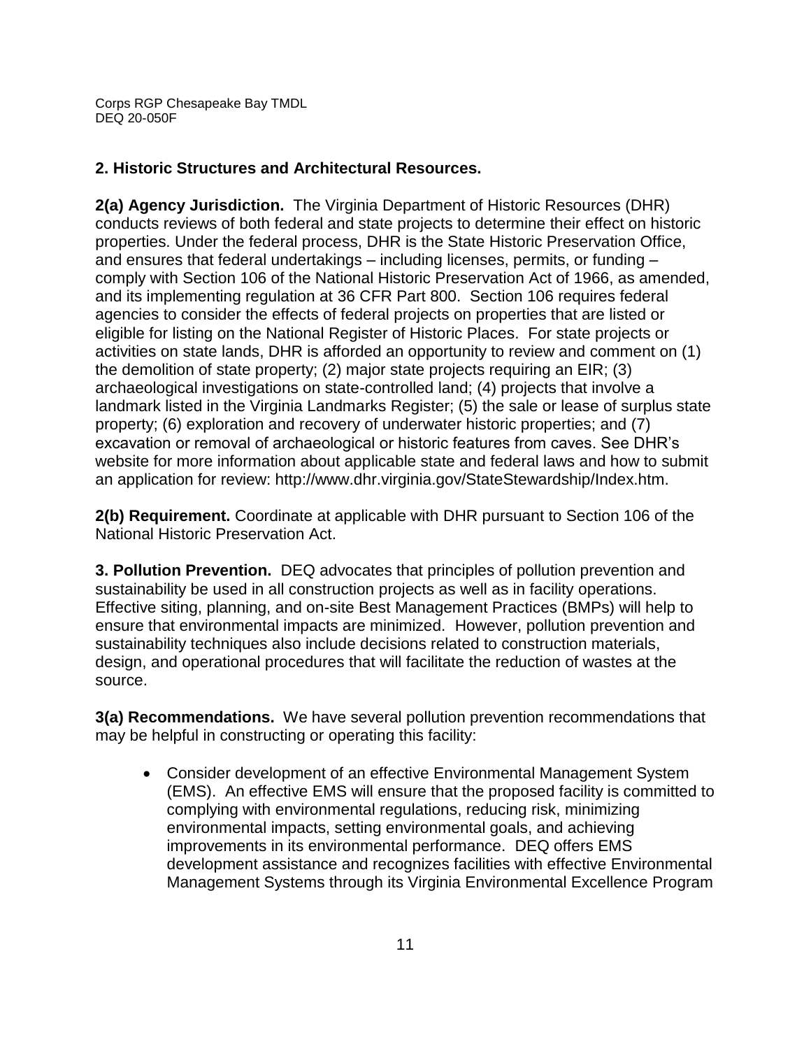## 2. Historic Structures and Architectural Resources.

**2(a) Agency Jurisdiction.** The Virginia Department of Historic Resources (DHR) conducts reviews of both federal and state projects to determine their effect on historic properties. Under the federal process, DHR is the State Historic Preservation Office, and ensures that federal undertakings – including licenses, permits, or funding – comply with Section 106 of the National Historic Preservation Act of 1966, as amended, and its implementing regulation at 36 CFR Part 800. Section 106 requires federal agencies to consider the effects of federal projects on properties that are listed or eligible for listing on the National Register of Historic Places. For state projects or activities on state lands, DHR is afforded an opportunity to review and comment on (1) the demolition of state property; (2) major state projects requiring an EIR; (3) archaeological investigations on state-controlled land; (4) projects that involve a landmark listed in the Virginia Landmarks Register; (5) the sale or lease of surplus state property; (6) exploration and recovery of underwater historic properties; and (7) excavation or removal of archaeological or historic features from caves. See DHR's website for more information about applicable state and federal laws and how to submit an application for review: http://www.dhr.virginia.gov/StateStewardship/Index.htm.

**2(b) Requirement.** Coordinate at applicable with DHR pursuant to Section 106 of the National Historic Preservation Act.

**3. Pollution Prevention.** DEQ advocates that principles of pollution prevention and sustainability be used in all construction projects as well as in facility operations. Effective siting, planning, and on-site Best Management Practices (BMPs) will help to ensure that environmental impacts are minimized. However, pollution prevention and sustainability techniques also include decisions related to construction materials, design, and operational procedures that will facilitate the reduction of wastes at the source.

**3(a) Recommendations.** We have several pollution prevention recommendations that may be helpful in constructing or operating this facility:

- Consider development of an effective Environmental Management System (EMS). An effective EMS will ensure that the proposed facility is committed to complying with environmental regulations, reducing risk, minimizing environmental impacts, setting environmental goals, and achieving improvements in its environmental performance. DEQ offers EMS development assistance and recognizes facilities with effective Environmental Management Systems through its Virginia Environmental Excellence Program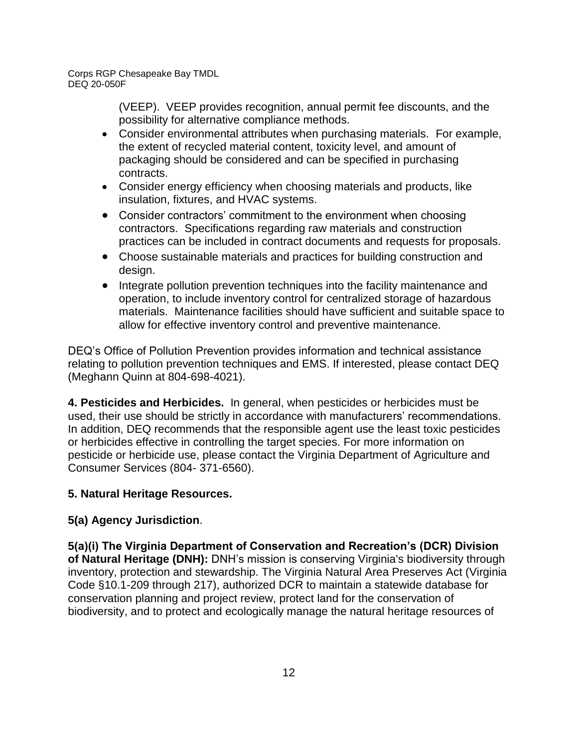(VEEP). VEEP provides recognition, annual permit fee discounts, and the possibility for alternative compliance methods.

- Consider environmental attributes when purchasing materials. For example, the extent of recycled material content, toxicity level, and amount of packaging should be considered and can be specified in purchasing contracts.
- Consider energy efficiency when choosing materials and products, like insulation, fixtures, and HVAC systems.
- Consider contractors' commitment to the environment when choosing contractors. Specifications regarding raw materials and construction practices can be included in contract documents and requests for proposals.
- Choose sustainable materials and practices for building construction and design.
- Integrate pollution prevention techniques into the facility maintenance and operation, to include inventory control for centralized storage of hazardous materials. Maintenance facilities should have sufficient and suitable space to allow for effective inventory control and preventive maintenance.

DEQ's Office of Pollution Prevention provides information and technical assistance relating to pollution prevention techniques and EMS. If interested, please contact DEQ (Meghann Quinn at 804-698-4021).

**4. Pesticides and Herbicides.** In general, when pesticides or herbicides must be used, their use should be strictly in accordance with manufacturers' recommendations. In addition, DEQ recommends that the responsible agent use the least toxic pesticides or herbicides effective in controlling the target species. For more information on pesticide or herbicide use, please contact the Virginia Department of Agriculture and Consumer Services (804- 371-6560).

**5. Natural Heritage Resources.**

**5(a) Agency Jurisdiction**.

**5(a)(i) The Virginia Department of Conservation and Recreation's (DCR) Division of Natural Heritage (DNH):** DNH's mission is conserving Virginia's biodiversity through inventory, protection and stewardship. The Virginia Natural Area Preserves Act (Virginia Code §10.1-209 through 217), authorized DCR to maintain a statewide database for conservation planning and project review, protect land for the conservation of biodiversity, and to protect and ecologically manage the natural heritage resources of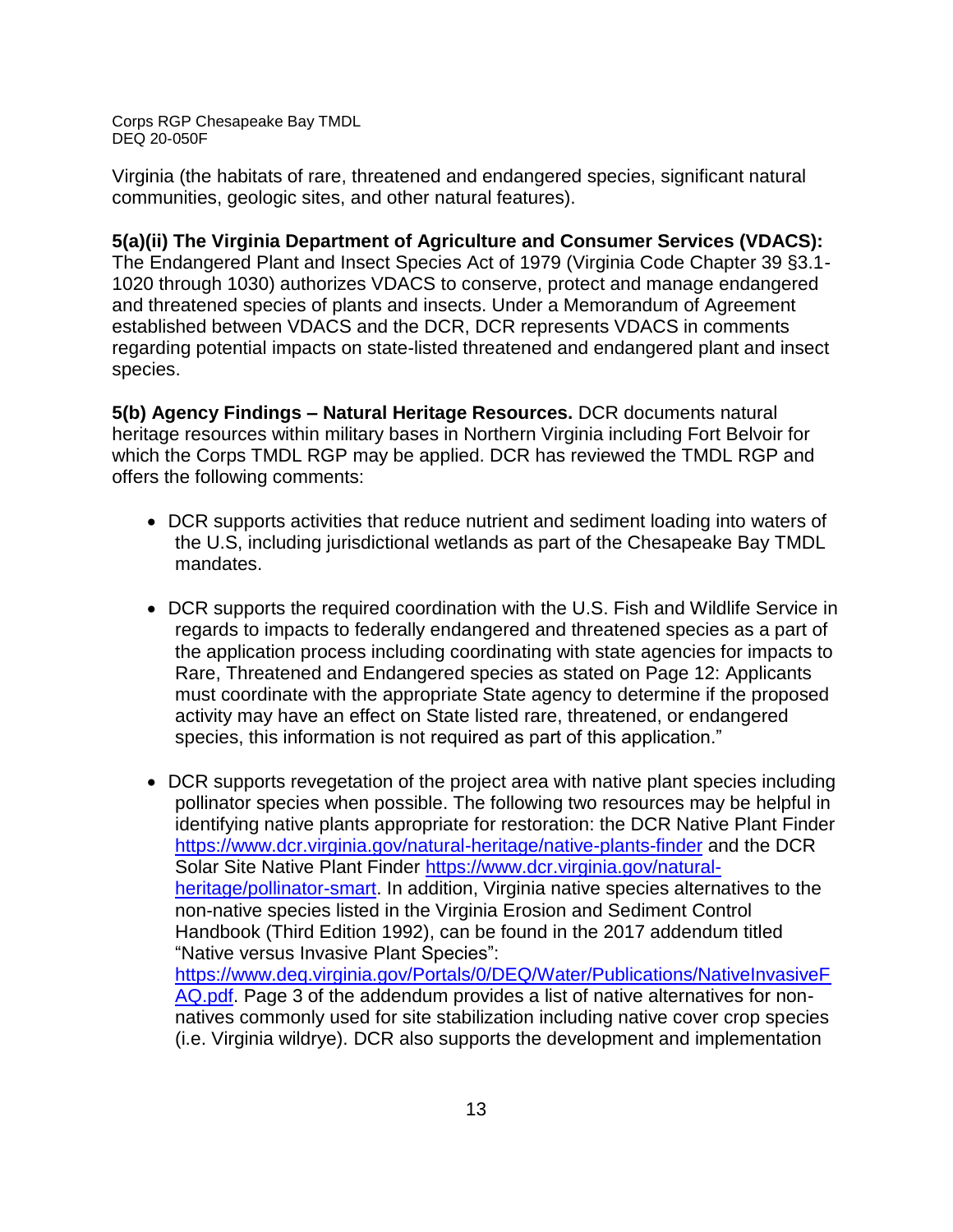Virginia (the habitats of rare, threatened and endangered species, significant natural communities, geologic sites, and other natural features).

**5(a)(ii) The Virginia Department of Agriculture and Consumer Services (VDACS):** The Endangered Plant and Insect Species Act of 1979 (Virginia Code Chapter 39 §3.1-1020 through 1030) authorizes VDACS to conserve, protect and manage endangered and threatened species of plants and insects. Under a Memorandum of Agreement established between VDACS and the DCR, DCR represents VDACS in comments regarding potential impacts on state-listed threatened and endangered plant and insect species.

**5(b) Agency Findings – Natural Heritage Resources.** DCR documents natural heritage resources within military bases in Northern Virginia including Fort Belvoir for which the Corps TMDL RGP may be applied. DCR has reviewed the TMDL RGP and offers the following comments:

- DCR supports activities that reduce nutrient and sediment loading into waters of the U.S, including jurisdictional wetlands as part of the Chesapeake Bay TMDL mandates.
- DCR supports the required coordination with the U.S. Fish and Wildlife Service in regards to impacts to federally endangered and threatened species as a part of the application process including coordinating with state agencies for impacts to Rare, Threatened and Endangered species as stated on Page 12: Applicants must coordinate with the appropriate State agency to determine if the proposed activity may have an effect on State listed rare, threatened, or endangered species, this information is not required as part of this application."
- DCR supports revegetation of the project area with native plant species including pollinator species when possible. The following two resources may be helpful in identifying native plants appropriate for restoration: the DCR Native Plant Finder https://www.dcr.virginia.gov/natural-heritage/native-plants-finder and the DCR Solar Site Native Plant Finder https://www.dcr.virginia.gov/natural-heritage/pollinator-smart. In addition, Virginia native species alternatives to the non-native species listed in the Virginia Erosion and Sediment Control Handbook (Third Edition 1992), can be found in the 2017 addendum titled "Native versus Invasive Plant Species": https://www.deq.virginia.gov/Portals/0/DEQ/Water/Publications/NativeInvasiveFAQ.pdf. Page 3 of the addendum provides a list of native alternatives for non-natives commonly used for site stabilization including native cover crop species (i.e. Virginia wildrye). DCR also supports the development and implementation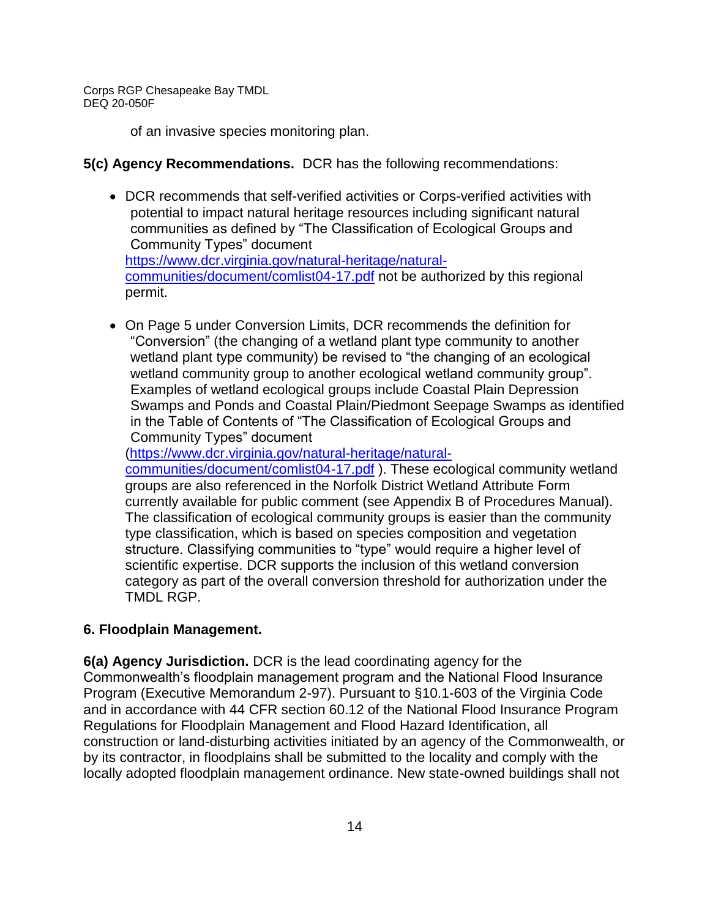of an invasive species monitoring plan.

**5(c) Agency Recommendations.** DCR has the following recommendations:

- DCR recommends that self-verified activities or Corps-verified activities with potential to impact natural heritage resources including significant natural communities as defined by "The Classification of Ecological Groups and Community Types" document [https://www.dcr.virginia.gov/natural-heritage/natural-communities/document/comlist04-17.pdf](https://www.dcr.virginia.gov/natural-heritage/natural-communities/document/comlist04-17.pdf) not be authorized by this regional permit.

- On Page 5 under Conversion Limits, DCR recommends the definition for "Conversion" (the changing of a wetland plant type community to another wetland plant type community) be revised to "the changing of an ecological wetland community group to another ecological wetland community group". Examples of wetland ecological groups include Coastal Plain Depression Swamps and Ponds and Coastal Plain/Piedmont Seepage Swamps as identified in the Table of Contents of "The Classification of Ecological Groups and Community Types" document ([https://www.dcr.virginia.gov/natural-heritage/natural-communities/document/comlist04-17.pdf](https://www.dcr.virginia.gov/natural-heritage/natural-communities/document/comlist04-17.pdf) ). These ecological community wetland groups are also referenced in the Norfolk District Wetland Attribute Form currently available for public comment (see Appendix B of Procedures Manual). The classification of ecological community groups is easier than the community type classification, which is based on species composition and vegetation structure. Classifying communities to "type" would require a higher level of scientific expertise. DCR supports the inclusion of this wetland conversion category as part of the overall conversion threshold for authorization under the TMDL RGP.

**6. Floodplain Management.**

**6(a) Agency Jurisdiction.** DCR is the lead coordinating agency for the Commonwealth's floodplain management program and the National Flood Insurance Program (Executive Memorandum 2-97). Pursuant to §10.1-603 of the Virginia Code and in accordance with 44 CFR section 60.12 of the National Flood Insurance Program Regulations for Floodplain Management and Flood Hazard Identification, all construction or land-disturbing activities initiated by an agency of the Commonwealth, or by its contractor, in floodplains shall be submitted to the locality and comply with the locally adopted floodplain management ordinance. New state-owned buildings shall not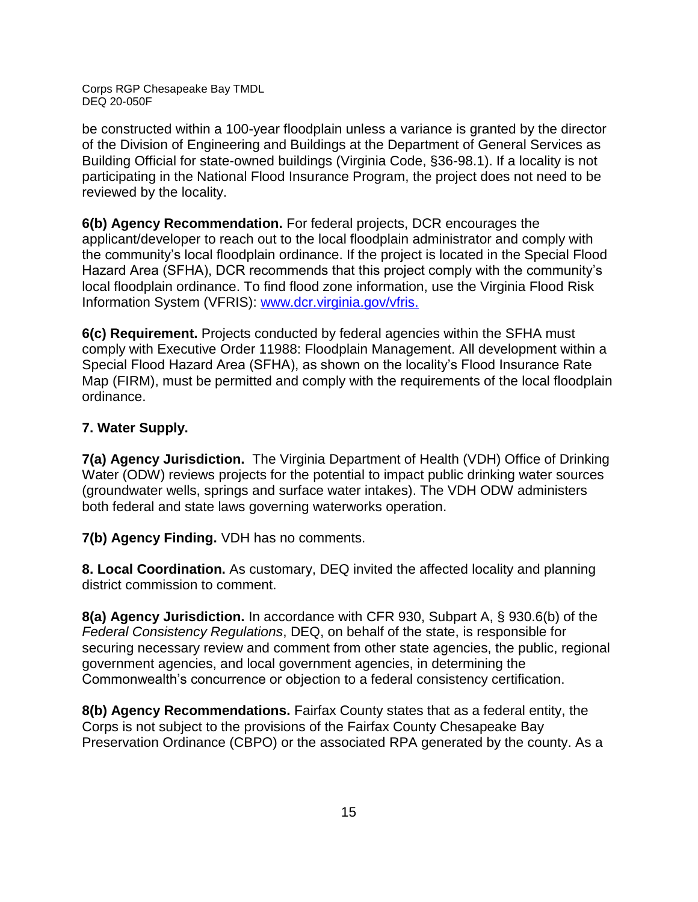be constructed within a 100-year floodplain unless a variance is granted by the director of the Division of Engineering and Buildings at the Department of General Services as Building Official for state-owned buildings (Virginia Code, §36-98.1). If a locality is not participating in the National Flood Insurance Program, the project does not need to be reviewed by the locality.

**6(b) Agency Recommendation.** For federal projects, DCR encourages the applicant/developer to reach out to the local floodplain administrator and comply with the community's local floodplain ordinance. If the project is located in the Special Flood Hazard Area (SFHA), DCR recommends that this project comply with the community's local floodplain ordinance. To find flood zone information, use the Virginia Flood Risk Information System (VFRIS): [www.dcr.virginia.gov/vfris.](http://www.dcr.virginia.gov/vfris)

**6(c) Requirement.** Projects conducted by federal agencies within the SFHA must comply with Executive Order 11988: Floodplain Management. All development within a Special Flood Hazard Area (SFHA), as shown on the locality's Flood Insurance Rate Map (FIRM), must be permitted and comply with the requirements of the local floodplain ordinance.

**7. Water Supply.**

**7(a) Agency Jurisdiction.** The Virginia Department of Health (VDH) Office of Drinking Water (ODW) reviews projects for the potential to impact public drinking water sources (groundwater wells, springs and surface water intakes). The VDH ODW administers both federal and state laws governing waterworks operation.

**7(b) Agency Finding.** VDH has no comments.

**8. Local Coordination.** As customary, DEQ invited the affected locality and planning district commission to comment.

**8(a) Agency Jurisdiction.** In accordance with CFR 930, Subpart A, § 930.6(b) of the *Federal Consistency Regulations*, DEQ, on behalf of the state, is responsible for securing necessary review and comment from other state agencies, the public, regional government agencies, and local government agencies, in determining the Commonwealth's concurrence or objection to a federal consistency certification.

**8(b) Agency Recommendations.** Fairfax County states that as a federal entity, the Corps is not subject to the provisions of the Fairfax County Chesapeake Bay Preservation Ordinance (CBPO) or the associated RPA generated by the county. As a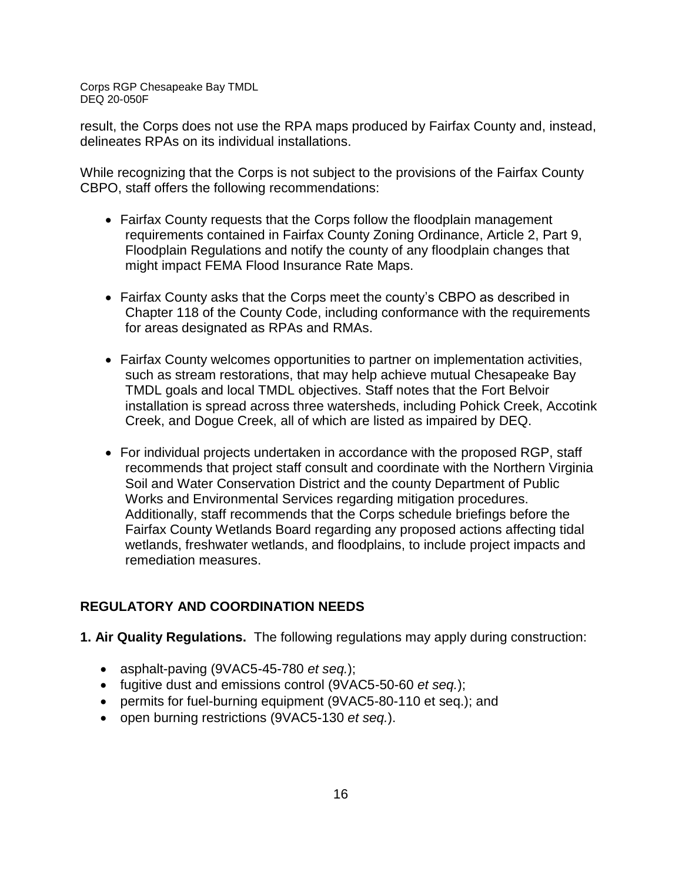result, the Corps does not use the RPA maps produced by Fairfax County and, instead, delineates RPAs on its individual installations.

While recognizing that the Corps is not subject to the provisions of the Fairfax County CBPO, staff offers the following recommendations:

- Fairfax County requests that the Corps follow the floodplain management requirements contained in Fairfax County Zoning Ordinance, Article 2, Part 9, Floodplain Regulations and notify the county of any floodplain changes that might impact FEMA Flood Insurance Rate Maps.

- Fairfax County asks that the Corps meet the county's CBPO as described in Chapter 118 of the County Code, including conformance with the requirements for areas designated as RPAs and RMAs.

- Fairfax County welcomes opportunities to partner on implementation activities, such as stream restorations, that may help achieve mutual Chesapeake Bay TMDL goals and local TMDL objectives. Staff notes that the Fort Belvoir installation is spread across three watersheds, including Pohick Creek, Accotink Creek, and Dogue Creek, all of which are listed as impaired by DEQ.

- For individual projects undertaken in accordance with the proposed RGP, staff recommends that project staff consult and coordinate with the Northern Virginia Soil and Water Conservation District and the county Department of Public Works and Environmental Services regarding mitigation procedures. Additionally, staff recommends that the Corps schedule briefings before the Fairfax County Wetlands Board regarding any proposed actions affecting tidal wetlands, freshwater wetlands, and floodplains, to include project impacts and remediation measures.

## REGULATORY AND COORDINATION NEEDS

**1. Air Quality Regulations.** The following regulations may apply during construction:

- asphalt-paving (9VAC5-45-780 *et seq.*);
- fugitive dust and emissions control (9VAC5-50-60 *et seq.*);
- permits for fuel-burning equipment (9VAC5-80-110 et seq.); and
- open burning restrictions (9VAC5-130 *et seq.*).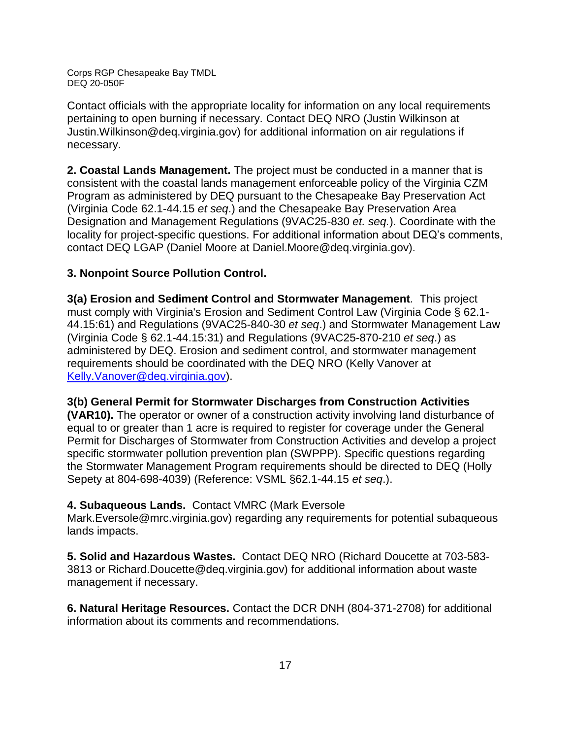Contact officials with the appropriate locality for information on any local requirements pertaining to open burning if necessary. Contact DEQ NRO (Justin Wilkinson at Justin.Wilkinson@deq.virginia.gov) for additional information on air regulations if necessary.

**2. Coastal Lands Management.** The project must be conducted in a manner that is consistent with the coastal lands management enforceable policy of the Virginia CZM Program as administered by DEQ pursuant to the Chesapeake Bay Preservation Act (Virginia Code 62.1-44.15 *et seq*.) and the Chesapeake Bay Preservation Area Designation and Management Regulations (9VAC25-830 *et. seq.*). Coordinate with the locality for project-specific questions. For additional information about DEQ's comments, contact DEQ LGAP (Daniel Moore at Daniel.Moore@deq.virginia.gov).

**3. Nonpoint Source Pollution Control.**

**3(a) Erosion and Sediment Control and Stormwater Management**. This project must comply with Virginia's Erosion and Sediment Control Law (Virginia Code § 62.1-44.15:61) and Regulations (9VAC25-840-30 *et seq*.) and Stormwater Management Law (Virginia Code § 62.1-44.15:31) and Regulations (9VAC25-870-210 *et seq*.) as administered by DEQ. Erosion and sediment control, and stormwater management requirements should be coordinated with the DEQ NRO (Kelly Vanover at Kelly.Vanover@deq.virginia.gov).

**3(b) General Permit for Stormwater Discharges from Construction Activities (VAR10).** The operator or owner of a construction activity involving land disturbance of equal to or greater than 1 acre is required to register for coverage under the General Permit for Discharges of Stormwater from Construction Activities and develop a project specific stormwater pollution prevention plan (SWPPP). Specific questions regarding the Stormwater Management Program requirements should be directed to DEQ (Holly Sepety at 804-698-4039) (Reference: VSML §62.1-44.15 *et seq*.).

**4. Subaqueous Lands.** Contact VMRC (Mark Eversole Mark.Eversole@mrc.virginia.gov) regarding any requirements for potential subaqueous lands impacts.

**5. Solid and Hazardous Wastes.** Contact DEQ NRO (Richard Doucette at 703-583-3813 or Richard.Doucette@deq.virginia.gov) for additional information about waste management if necessary.

**6. Natural Heritage Resources.** Contact the DCR DNH (804-371-2708) for additional information about its comments and recommendations.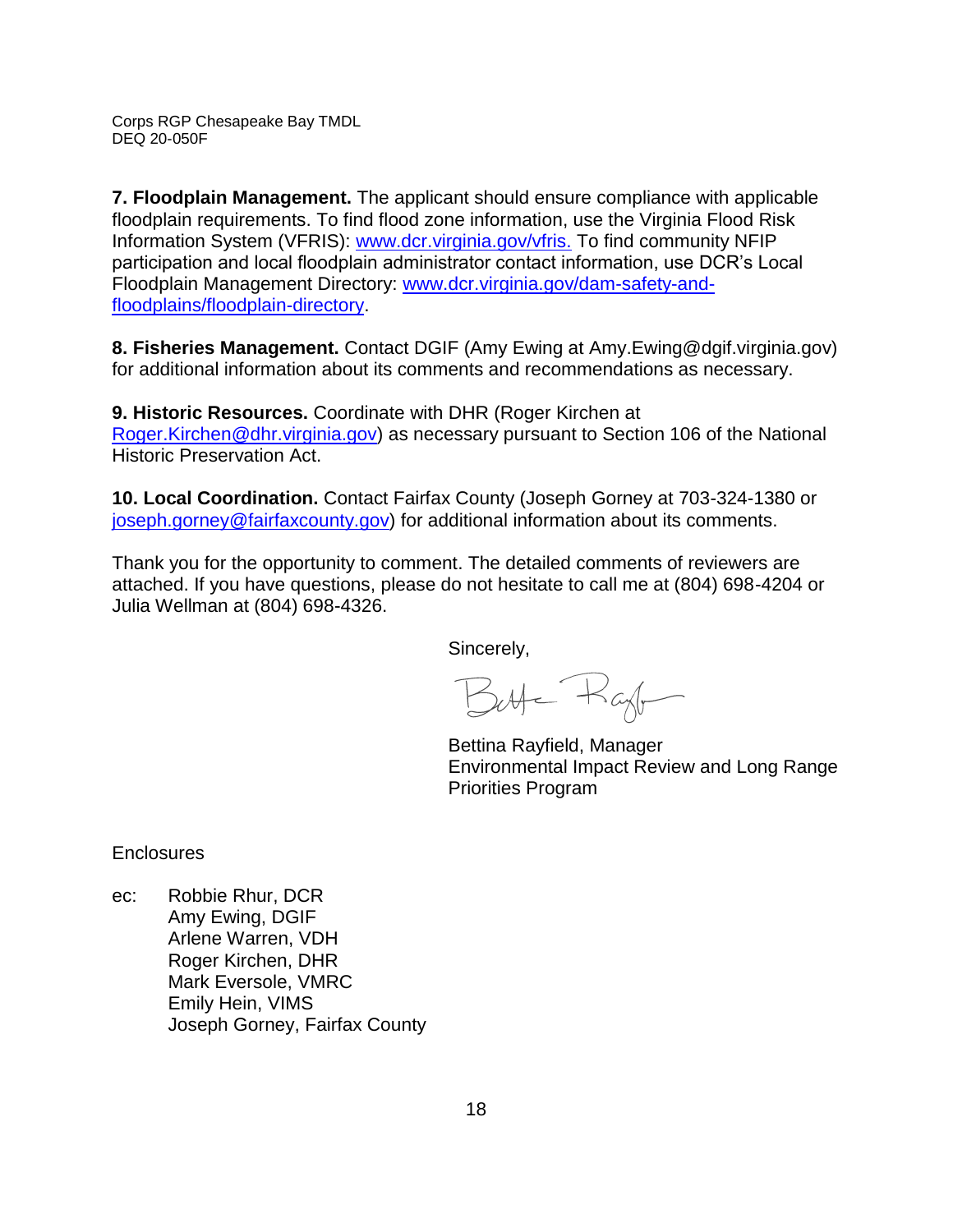**7. Floodplain Management.** The applicant should ensure compliance with applicable floodplain requirements. To find flood zone information, use the Virginia Flood Risk Information System (VFRIS): www.dcr.virginia.gov/vfris. To find community NFIP participation and local floodplain administrator contact information, use DCR's Local Floodplain Management Directory: www.dcr.virginia.gov/dam-safety-and-floodplains/floodplain-directory.

**8. Fisheries Management.** Contact DGIF (Amy Ewing at Amy.Ewing@dgif.virginia.gov) for additional information about its comments and recommendations as necessary.

**9. Historic Resources.** Coordinate with DHR (Roger Kirchen at Roger.Kirchen@dhr.virginia.gov) as necessary pursuant to Section 106 of the National Historic Preservation Act.

**10. Local Coordination.** Contact Fairfax County (Joseph Gorney at 703-324-1380 or joseph.gorney@fairfaxcounty.gov) for additional information about its comments.

Thank you for the opportunity to comment. The detailed comments of reviewers are attached. If you have questions, please do not hesitate to call me at (804) 698-4204 or Julia Wellman at (804) 698-4326.

Sincerely,

Bettina Rayfield, Manager
Environmental Impact Review and Long Range Priorities Program

Enclosures

ec: Robbie Rhur, DCR
Amy Ewing, DGIF
Arlene Warren, VDH
Roger Kirchen, DHR
Mark Eversole, VMRC
Emily Hein, VIMS
Joseph Gorney, Fairfax County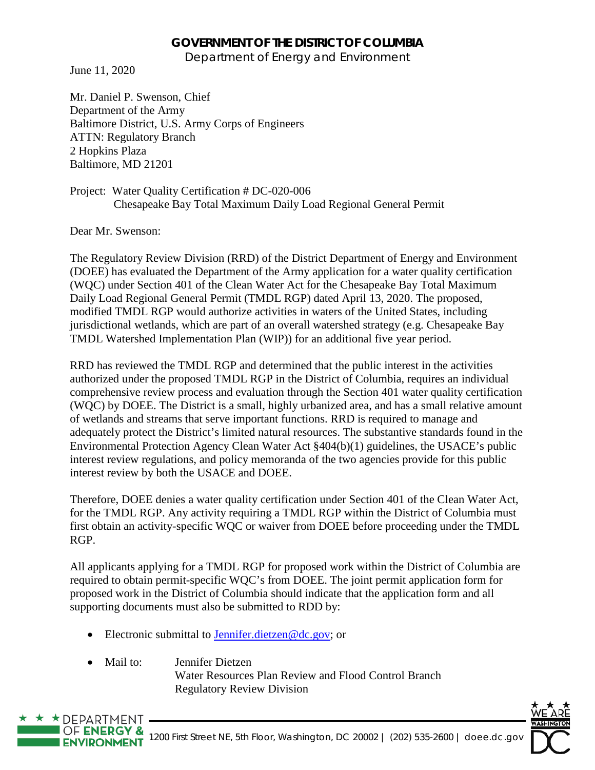**GOVERNMENT OF THE DISTRICT OF COLUMBIA**
Department of Energy and Environment

June 11, 2020

Mr. Daniel P. Swenson, Chief
Department of the Army
Baltimore District, U.S. Army Corps of Engineers
ATTN: Regulatory Branch
2 Hopkins Plaza
Baltimore, MD 21201

Project: Water Quality Certification # DC-020-006
Chesapeake Bay Total Maximum Daily Load Regional General Permit

Dear Mr. Swenson:

The Regulatory Review Division (RRD) of the District Department of Energy and Environment (DOEE) has evaluated the Department of the Army application for a water quality certification (WQC) under Section 401 of the Clean Water Act for the Chesapeake Bay Total Maximum Daily Load Regional General Permit (TMDL RGP) dated April 13, 2020. The proposed, modified TMDL RGP would authorize activities in waters of the United States, including jurisdictional wetlands, which are part of an overall watershed strategy (e.g. Chesapeake Bay TMDL Watershed Implementation Plan (WIP)) for an additional five year period.

RRD has reviewed the TMDL RGP and determined that the public interest in the activities authorized under the proposed TMDL RGP in the District of Columbia, requires an individual comprehensive review process and evaluation through the Section 401 water quality certification (WQC) by DOEE. The District is a small, highly urbanized area, and has a small relative amount of wetlands and streams that serve important functions. RRD is required to manage and adequately protect the District's limited natural resources. The substantive standards found in the Environmental Protection Agency Clean Water Act §404(b)(1) guidelines, the USACE's public interest review regulations, and policy memoranda of the two agencies provide for this public interest review by both the USACE and DOEE.

Therefore, DOEE denies a water quality certification under Section 401 of the Clean Water Act, for the TMDL RGP. Any activity requiring a TMDL RGP within the District of Columbia must first obtain an activity-specific WQC or waiver from DOEE before proceeding under the TMDL RGP.

All applicants applying for a TMDL RGP for proposed work within the District of Columbia are required to obtain permit-specific WQC's from DOEE. The joint permit application form for proposed work in the District of Columbia should indicate that the application form and all supporting documents must also be submitted to RDD by:

- Electronic submittal to Jennifer.dietzen@dc.gov; or
- Mail to: Jennifer Dietzen
  Water Resources Plan Review and Flood Control Branch
  Regulatory Review Division

DEPARTMENT OF ENERGY & ENVIRONMENT 1200 First Street NE, 5th Floor, Washington, DC 20002 | (202) 535-2600 | doee.dc.gov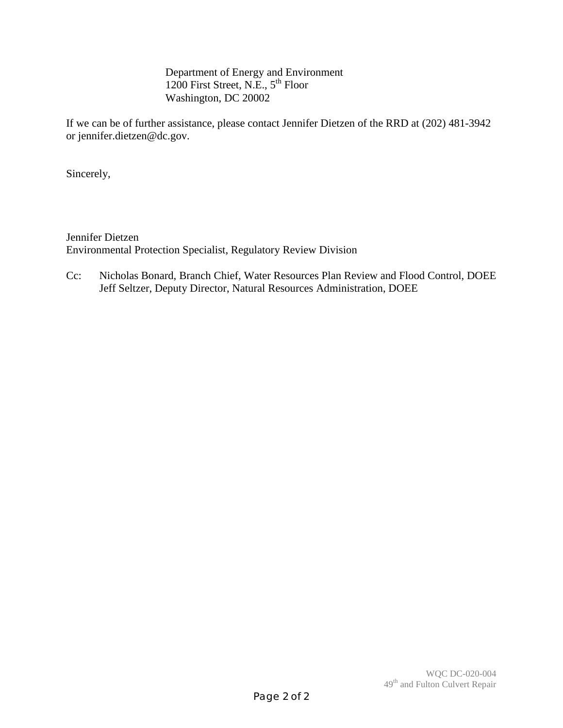Department of Energy and Environment
1200 First Street, N.E., 5th Floor
Washington, DC 20002

If we can be of further assistance, please contact Jennifer Dietzen of the RRD at (202) 481-3942 or jennifer.dietzen@dc.gov.

Sincerely,

Jennifer Dietzen
Environmental Protection Specialist, Regulatory Review Division

Cc: Nicholas Bonard, Branch Chief, Water Resources Plan Review and Flood Control, DOEE
Jeff Seltzer, Deputy Director, Natural Resources Administration, DOEE